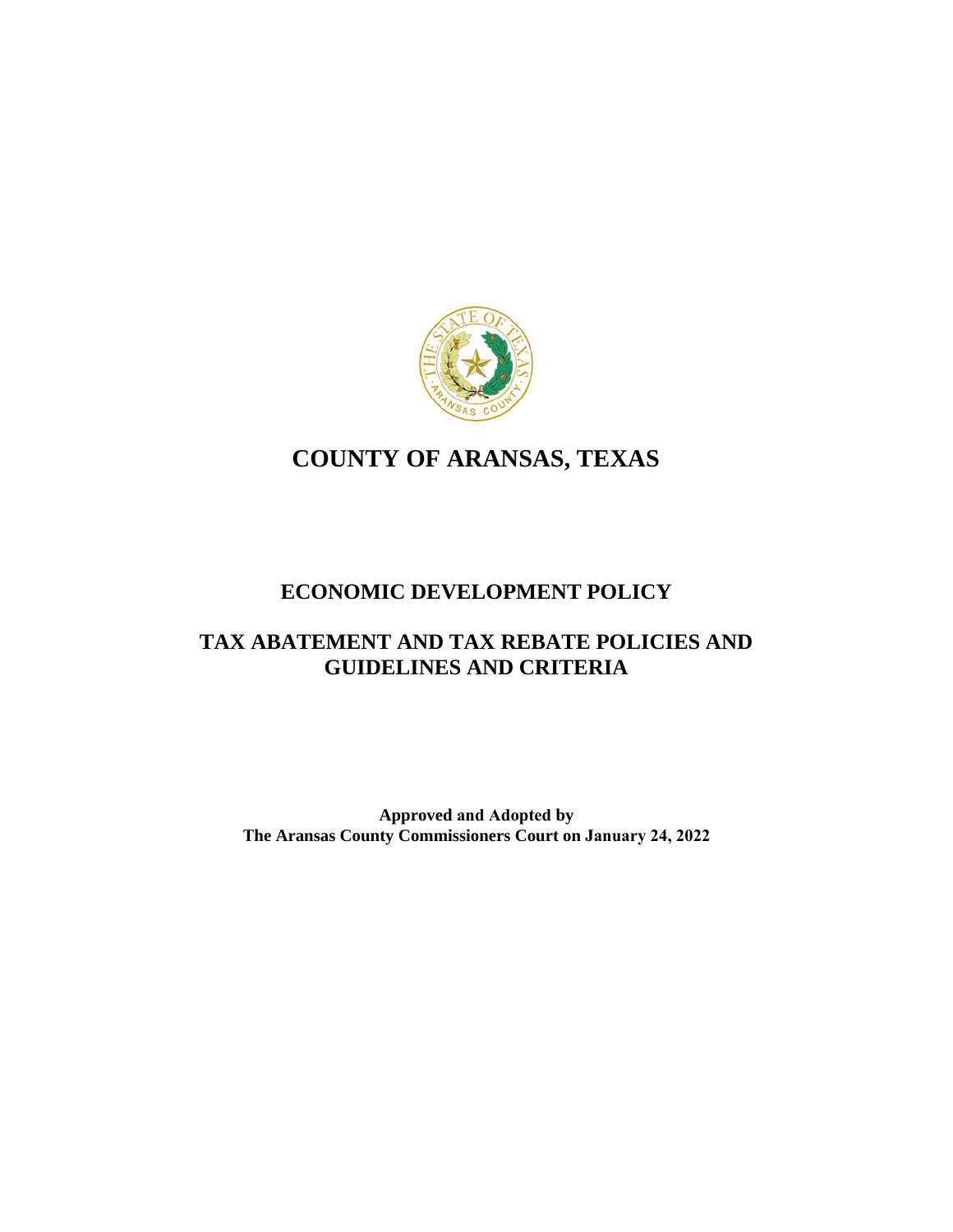# COUNTY OF ARANSAS, TEXAS

## ECONOMIC DEVELOPMENT POLICY

## TAX ABATEMENT AND TAX REBATE POLICIES AND GUIDELINES AND CRITERIA

**Approved and Adopted by**
**The Aransas County Commissioners Court on January 24, 2022**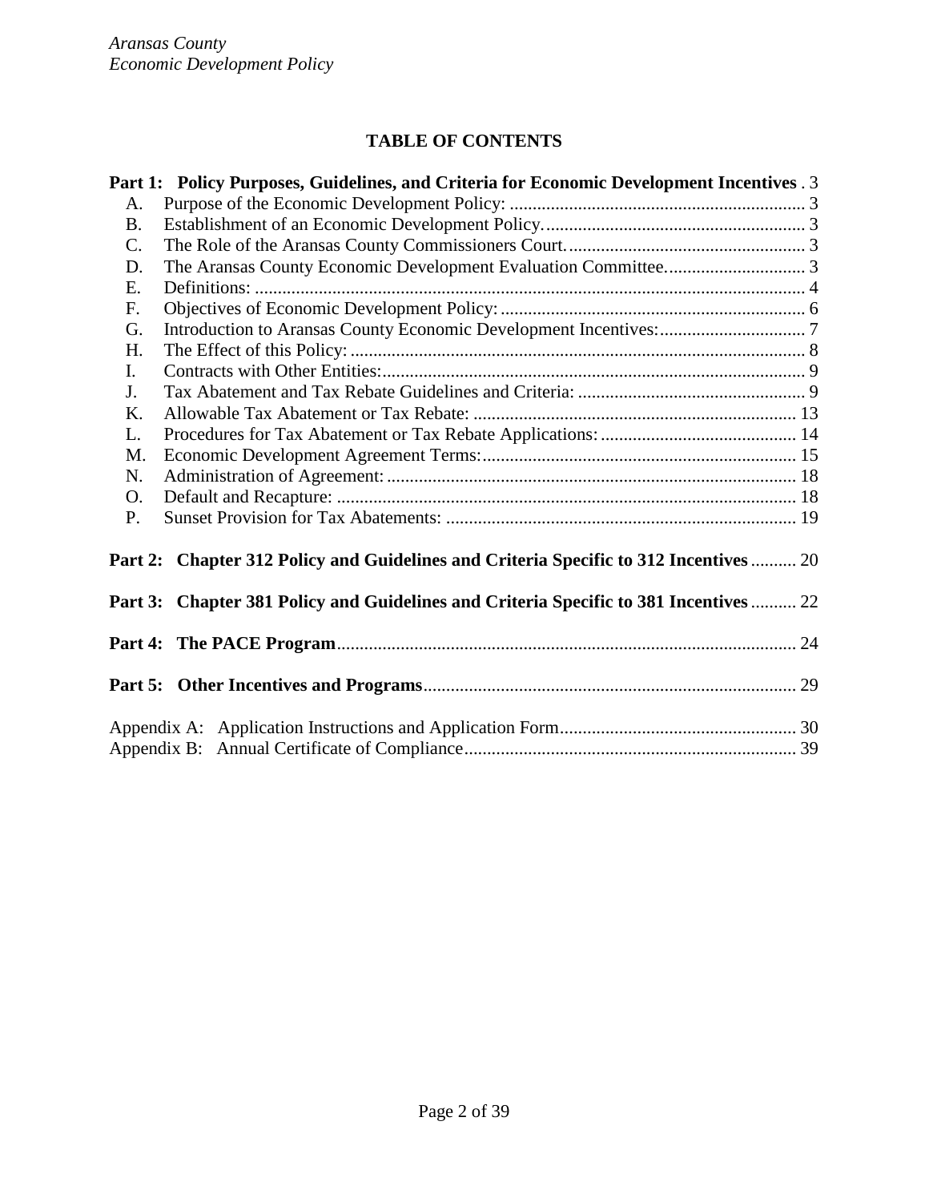## TABLE OF CONTENTS

**Part 1: Policy Purposes, Guidelines, and Criteria for Economic Development Incentives** . 3

- A. Purpose of the Economic Development Policy: ... 3
- B. Establishment of an Economic Development Policy. ... 3
- C. The Role of the Aransas County Commissioners Court. ... 3
- D. The Aransas County Economic Development Evaluation Committee. ... 3
- E. Definitions: ... 4
- F. Objectives of Economic Development Policy: ... 6
- G. Introduction to Aransas County Economic Development Incentives: ... 7
- H. The Effect of this Policy: ... 8
- I. Contracts with Other Entities: ... 9
- J. Tax Abatement and Tax Rebate Guidelines and Criteria: ... 9
- K. Allowable Tax Abatement or Tax Rebate: ... 13
- L. Procedures for Tax Abatement or Tax Rebate Applications: ... 14
- M. Economic Development Agreement Terms: ... 15
- N. Administration of Agreement: ... 18
- O. Default and Recapture: ... 18
- P. Sunset Provision for Tax Abatements: ... 19

**Part 2: Chapter 312 Policy and Guidelines and Criteria Specific to 312 Incentives** ... 20

**Part 3: Chapter 381 Policy and Guidelines and Criteria Specific to 381 Incentives** ... 22

**Part 4: The PACE Program** ... 24

**Part 5: Other Incentives and Programs** ... 29

Appendix A: Application Instructions and Application Form ... 30
Appendix B: Annual Certificate of Compliance ... 39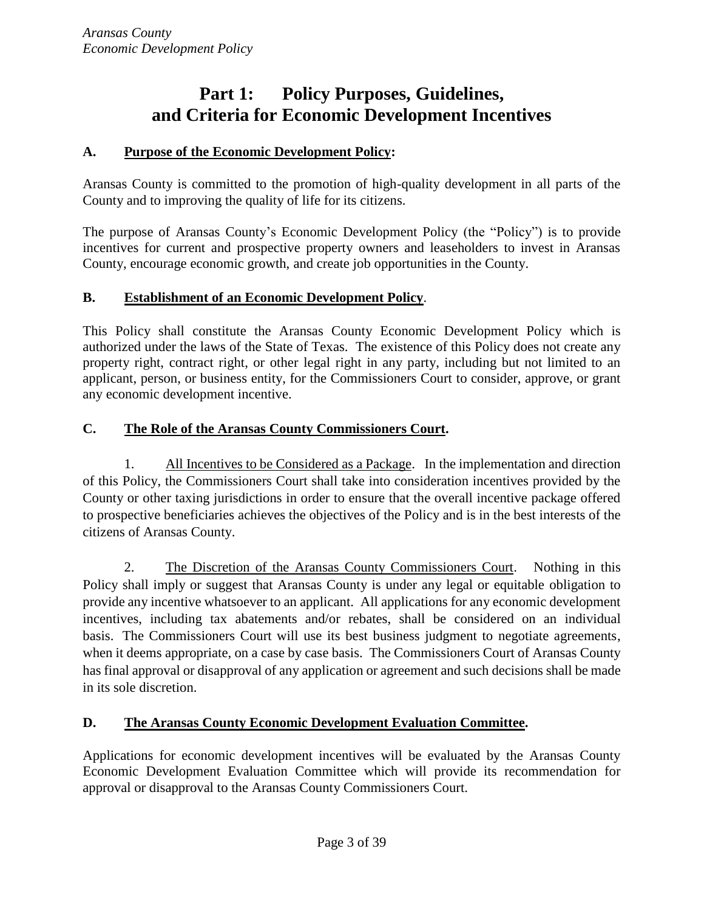# Part 1: Policy Purposes, Guidelines, and Criteria for Economic Development Incentives

## A. Purpose of the Economic Development Policy:

Aransas County is committed to the promotion of high-quality development in all parts of the County and to improving the quality of life for its citizens.

The purpose of Aransas County's Economic Development Policy (the "Policy") is to provide incentives for current and prospective property owners and leaseholders to invest in Aransas County, encourage economic growth, and create job opportunities in the County.

## B. Establishment of an Economic Development Policy.

This Policy shall constitute the Aransas County Economic Development Policy which is authorized under the laws of the State of Texas. The existence of this Policy does not create any property right, contract right, or other legal right in any party, including but not limited to an applicant, person, or business entity, for the Commissioners Court to consider, approve, or grant any economic development incentive.

## C. The Role of the Aransas County Commissioners Court.

1. All Incentives to be Considered as a Package. In the implementation and direction of this Policy, the Commissioners Court shall take into consideration incentives provided by the County or other taxing jurisdictions in order to ensure that the overall incentive package offered to prospective beneficiaries achieves the objectives of the Policy and is in the best interests of the citizens of Aransas County.

2. The Discretion of the Aransas County Commissioners Court. Nothing in this Policy shall imply or suggest that Aransas County is under any legal or equitable obligation to provide any incentive whatsoever to an applicant. All applications for any economic development incentives, including tax abatements and/or rebates, shall be considered on an individual basis. The Commissioners Court will use its best business judgment to negotiate agreements, when it deems appropriate, on a case by case basis. The Commissioners Court of Aransas County has final approval or disapproval of any application or agreement and such decisions shall be made in its sole discretion.

## D. The Aransas County Economic Development Evaluation Committee.

Applications for economic development incentives will be evaluated by the Aransas County Economic Development Evaluation Committee which will provide its recommendation for approval or disapproval to the Aransas County Commissioners Court.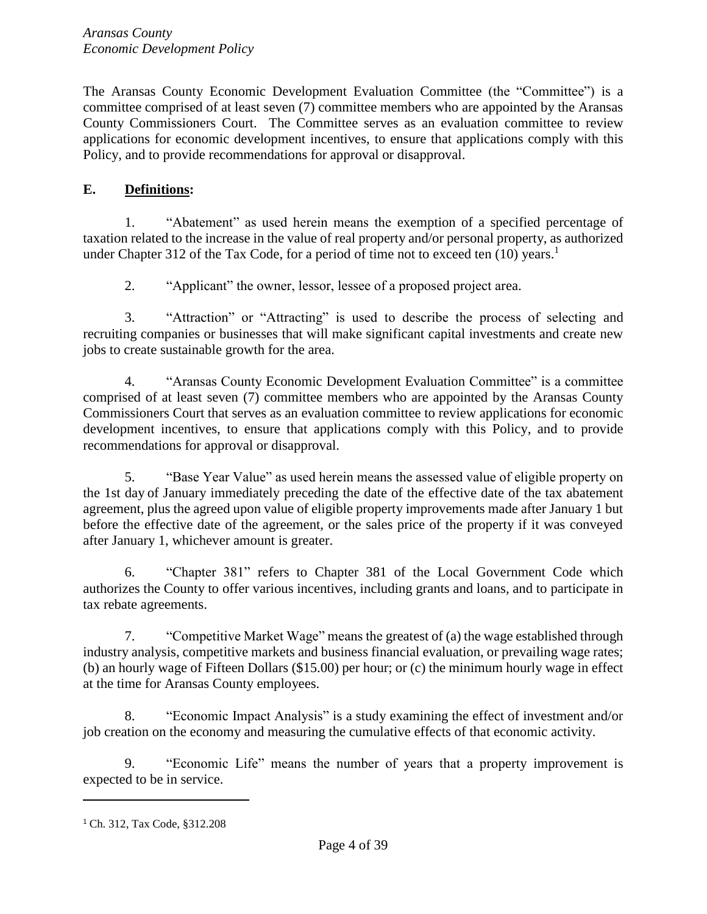The Aransas County Economic Development Evaluation Committee (the "Committee") is a committee comprised of at least seven (7) committee members who are appointed by the Aransas County Commissioners Court. The Committee serves as an evaluation committee to review applications for economic development incentives, to ensure that applications comply with this Policy, and to provide recommendations for approval or disapproval.

## E. Definitions:

1. "Abatement" as used herein means the exemption of a specified percentage of taxation related to the increase in the value of real property and/or personal property, as authorized under Chapter 312 of the Tax Code, for a period of time not to exceed ten (10) years.[1]

2. "Applicant" the owner, lessor, lessee of a proposed project area.

3. "Attraction" or "Attracting" is used to describe the process of selecting and recruiting companies or businesses that will make significant capital investments and create new jobs to create sustainable growth for the area.

4. "Aransas County Economic Development Evaluation Committee" is a committee comprised of at least seven (7) committee members who are appointed by the Aransas County Commissioners Court that serves as an evaluation committee to review applications for economic development incentives, to ensure that applications comply with this Policy, and to provide recommendations for approval or disapproval.

5. "Base Year Value" as used herein means the assessed value of eligible property on the 1st day of January immediately preceding the date of the effective date of the tax abatement agreement, plus the agreed upon value of eligible property improvements made after January 1 but before the effective date of the agreement, or the sales price of the property if it was conveyed after January 1, whichever amount is greater.

6. "Chapter 381" refers to Chapter 381 of the Local Government Code which authorizes the County to offer various incentives, including grants and loans, and to participate in tax rebate agreements.

7. "Competitive Market Wage" means the greatest of (a) the wage established through industry analysis, competitive markets and business financial evaluation, or prevailing wage rates; (b) an hourly wage of Fifteen Dollars ($15.00) per hour; or (c) the minimum hourly wage in effect at the time for Aransas County employees.

8. "Economic Impact Analysis" is a study examining the effect of investment and/or job creation on the economy and measuring the cumulative effects of that economic activity.

9. "Economic Life" means the number of years that a property improvement is expected to be in service.

---

[1] Ch. 312, Tax Code, §312.208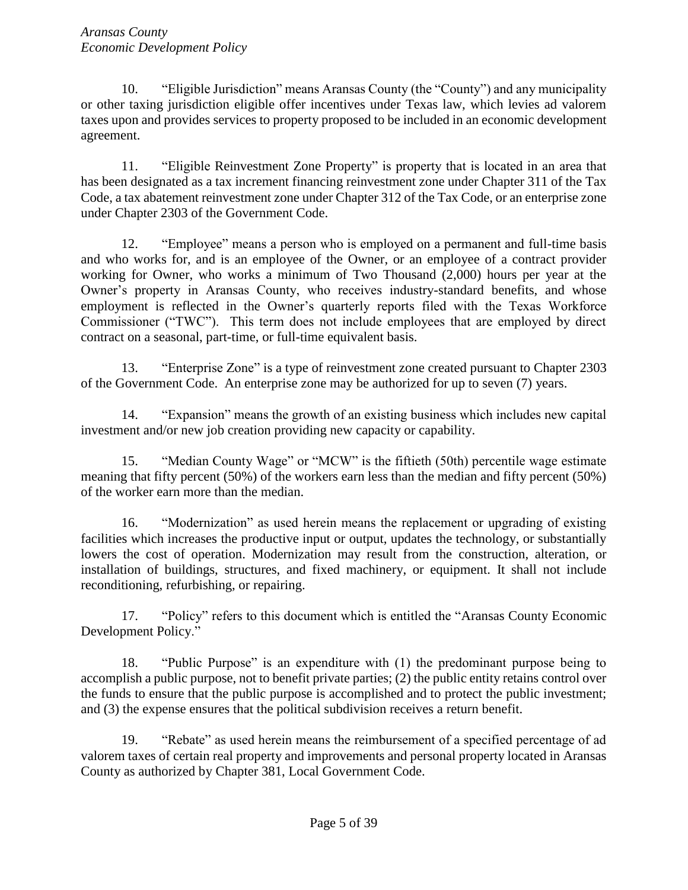10. "Eligible Jurisdiction" means Aransas County (the "County") and any municipality or other taxing jurisdiction eligible offer incentives under Texas law, which levies ad valorem taxes upon and provides services to property proposed to be included in an economic development agreement.

11. "Eligible Reinvestment Zone Property" is property that is located in an area that has been designated as a tax increment financing reinvestment zone under Chapter 311 of the Tax Code, a tax abatement reinvestment zone under Chapter 312 of the Tax Code, or an enterprise zone under Chapter 2303 of the Government Code.

12. "Employee" means a person who is employed on a permanent and full-time basis and who works for, and is an employee of the Owner, or an employee of a contract provider working for Owner, who works a minimum of Two Thousand (2,000) hours per year at the Owner's property in Aransas County, who receives industry-standard benefits, and whose employment is reflected in the Owner's quarterly reports filed with the Texas Workforce Commissioner ("TWC"). This term does not include employees that are employed by direct contract on a seasonal, part-time, or full-time equivalent basis.

13. "Enterprise Zone" is a type of reinvestment zone created pursuant to Chapter 2303 of the Government Code. An enterprise zone may be authorized for up to seven (7) years.

14. "Expansion" means the growth of an existing business which includes new capital investment and/or new job creation providing new capacity or capability.

15. "Median County Wage" or "MCW" is the fiftieth (50th) percentile wage estimate meaning that fifty percent (50%) of the workers earn less than the median and fifty percent (50%) of the worker earn more than the median.

16. "Modernization" as used herein means the replacement or upgrading of existing facilities which increases the productive input or output, updates the technology, or substantially lowers the cost of operation. Modernization may result from the construction, alteration, or installation of buildings, structures, and fixed machinery, or equipment. It shall not include reconditioning, refurbishing, or repairing.

17. "Policy" refers to this document which is entitled the "Aransas County Economic Development Policy."

18. "Public Purpose" is an expenditure with (1) the predominant purpose being to accomplish a public purpose, not to benefit private parties; (2) the public entity retains control over the funds to ensure that the public purpose is accomplished and to protect the public investment; and (3) the expense ensures that the political subdivision receives a return benefit.

19. "Rebate" as used herein means the reimbursement of a specified percentage of ad valorem taxes of certain real property and improvements and personal property located in Aransas County as authorized by Chapter 381, Local Government Code.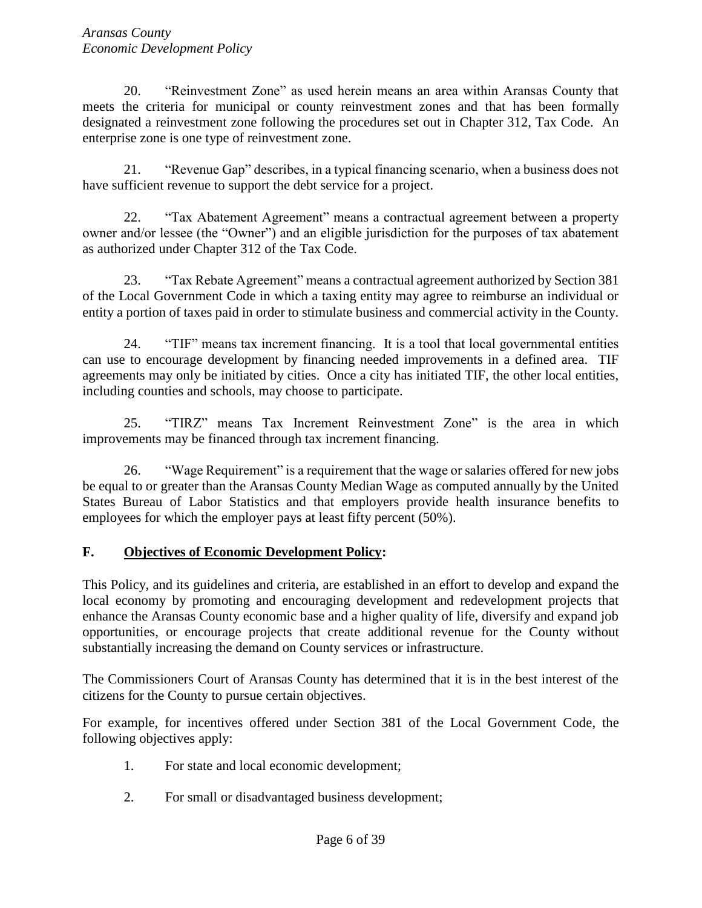20. "Reinvestment Zone" as used herein means an area within Aransas County that meets the criteria for municipal or county reinvestment zones and that has been formally designated a reinvestment zone following the procedures set out in Chapter 312, Tax Code. An enterprise zone is one type of reinvestment zone.

21. "Revenue Gap" describes, in a typical financing scenario, when a business does not have sufficient revenue to support the debt service for a project.

22. "Tax Abatement Agreement" means a contractual agreement between a property owner and/or lessee (the "Owner") and an eligible jurisdiction for the purposes of tax abatement as authorized under Chapter 312 of the Tax Code.

23. "Tax Rebate Agreement" means a contractual agreement authorized by Section 381 of the Local Government Code in which a taxing entity may agree to reimburse an individual or entity a portion of taxes paid in order to stimulate business and commercial activity in the County.

24. "TIF" means tax increment financing. It is a tool that local governmental entities can use to encourage development by financing needed improvements in a defined area. TIF agreements may only be initiated by cities. Once a city has initiated TIF, the other local entities, including counties and schools, may choose to participate.

25. "TIRZ" means Tax Increment Reinvestment Zone" is the area in which improvements may be financed through tax increment financing.

26. "Wage Requirement" is a requirement that the wage or salaries offered for new jobs be equal to or greater than the Aransas County Median Wage as computed annually by the United States Bureau of Labor Statistics and that employers provide health insurance benefits to employees for which the employer pays at least fifty percent (50%).

## F. <u>Objectives of Economic Development Policy</u>:

This Policy, and its guidelines and criteria, are established in an effort to develop and expand the local economy by promoting and encouraging development and redevelopment projects that enhance the Aransas County economic base and a higher quality of life, diversify and expand job opportunities, or encourage projects that create additional revenue for the County without substantially increasing the demand on County services or infrastructure.

The Commissioners Court of Aransas County has determined that it is in the best interest of the citizens for the County to pursue certain objectives.

For example, for incentives offered under Section 381 of the Local Government Code, the following objectives apply:

1. For state and local economic development;
2. For small or disadvantaged business development;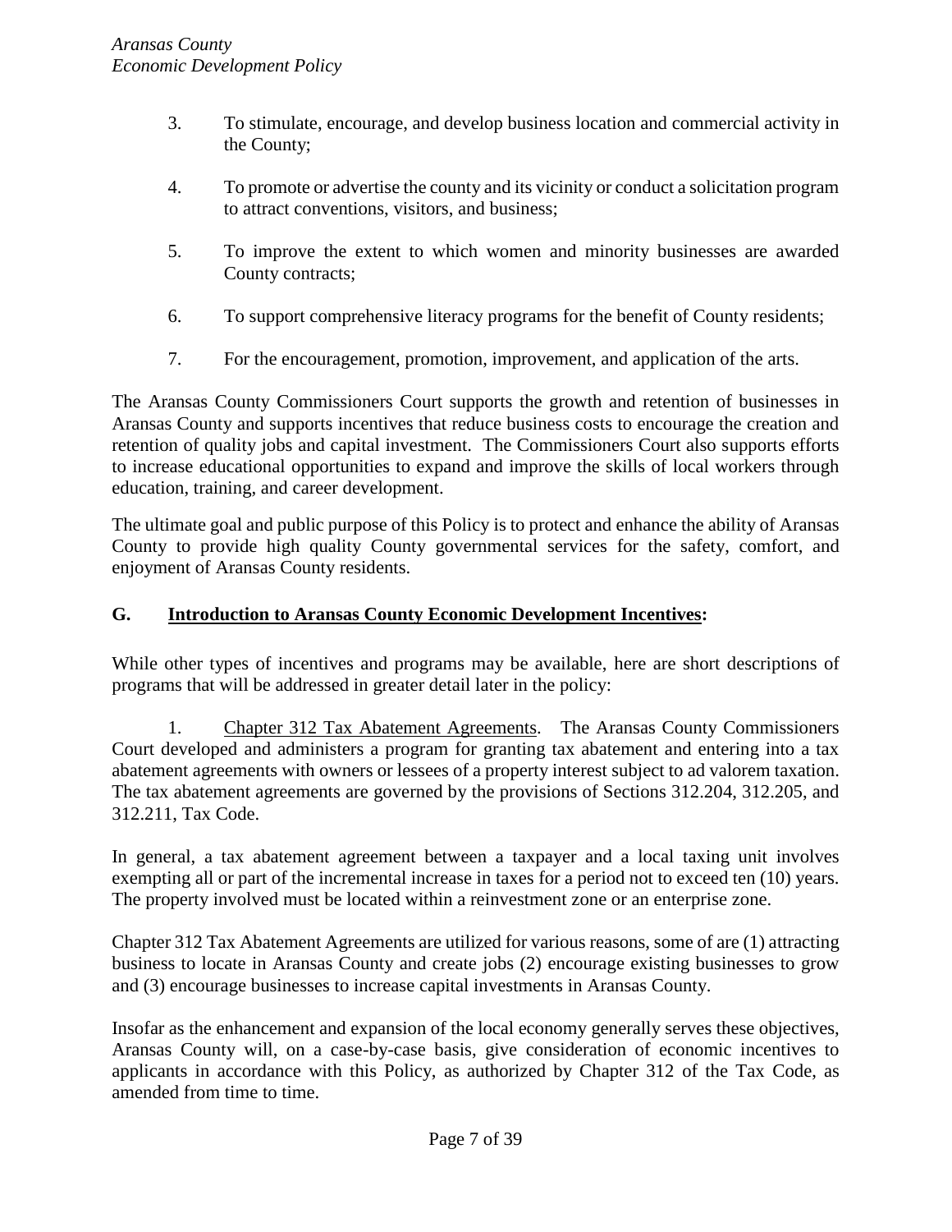3. To stimulate, encourage, and develop business location and commercial activity in the County;

4. To promote or advertise the county and its vicinity or conduct a solicitation program to attract conventions, visitors, and business;

5. To improve the extent to which women and minority businesses are awarded County contracts;

6. To support comprehensive literacy programs for the benefit of County residents;

7. For the encouragement, promotion, improvement, and application of the arts.

The Aransas County Commissioners Court supports the growth and retention of businesses in Aransas County and supports incentives that reduce business costs to encourage the creation and retention of quality jobs and capital investment. The Commissioners Court also supports efforts to increase educational opportunities to expand and improve the skills of local workers through education, training, and career development.

The ultimate goal and public purpose of this Policy is to protect and enhance the ability of Aransas County to provide high quality County governmental services for the safety, comfort, and enjoyment of Aransas County residents.

## G. <u>Introduction to Aransas County Economic Development Incentives</u>:

While other types of incentives and programs may be available, here are short descriptions of programs that will be addressed in greater detail later in the policy:

1. <u>Chapter 312 Tax Abatement Agreements</u>. The Aransas County Commissioners Court developed and administers a program for granting tax abatement and entering into a tax abatement agreements with owners or lessees of a property interest subject to ad valorem taxation. The tax abatement agreements are governed by the provisions of Sections 312.204, 312.205, and 312.211, Tax Code.

In general, a tax abatement agreement between a taxpayer and a local taxing unit involves exempting all or part of the incremental increase in taxes for a period not to exceed ten (10) years. The property involved must be located within a reinvestment zone or an enterprise zone.

Chapter 312 Tax Abatement Agreements are utilized for various reasons, some of are (1) attracting business to locate in Aransas County and create jobs (2) encourage existing businesses to grow and (3) encourage businesses to increase capital investments in Aransas County.

Insofar as the enhancement and expansion of the local economy generally serves these objectives, Aransas County will, on a case-by-case basis, give consideration of economic incentives to applicants in accordance with this Policy, as authorized by Chapter 312 of the Tax Code, as amended from time to time.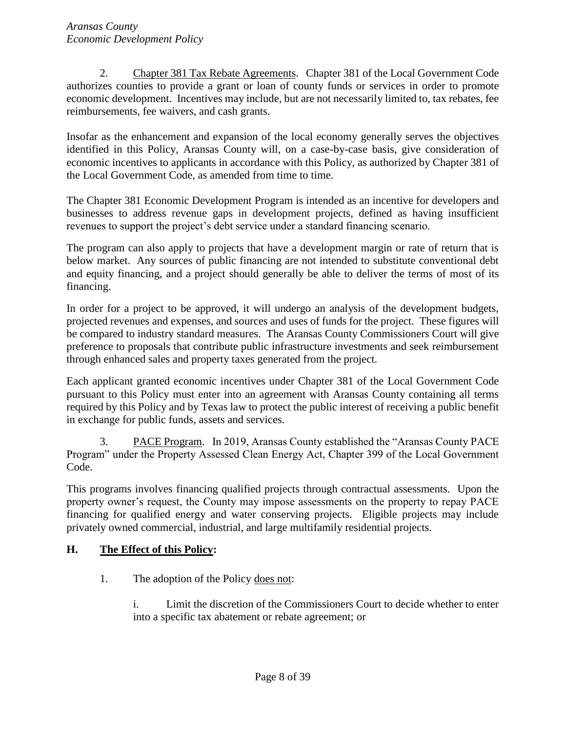2. Chapter 381 Tax Rebate Agreements. Chapter 381 of the Local Government Code authorizes counties to provide a grant or loan of county funds or services in order to promote economic development. Incentives may include, but are not necessarily limited to, tax rebates, fee reimbursements, fee waivers, and cash grants.

Insofar as the enhancement and expansion of the local economy generally serves the objectives identified in this Policy, Aransas County will, on a case-by-case basis, give consideration of economic incentives to applicants in accordance with this Policy, as authorized by Chapter 381 of the Local Government Code, as amended from time to time.

The Chapter 381 Economic Development Program is intended as an incentive for developers and businesses to address revenue gaps in development projects, defined as having insufficient revenues to support the project's debt service under a standard financing scenario.

The program can also apply to projects that have a development margin or rate of return that is below market. Any sources of public financing are not intended to substitute conventional debt and equity financing, and a project should generally be able to deliver the terms of most of its financing.

In order for a project to be approved, it will undergo an analysis of the development budgets, projected revenues and expenses, and sources and uses of funds for the project. These figures will be compared to industry standard measures. The Aransas County Commissioners Court will give preference to proposals that contribute public infrastructure investments and seek reimbursement through enhanced sales and property taxes generated from the project.

Each applicant granted economic incentives under Chapter 381 of the Local Government Code pursuant to this Policy must enter into an agreement with Aransas County containing all terms required by this Policy and by Texas law to protect the public interest of receiving a public benefit in exchange for public funds, assets and services.

3. PACE Program. In 2019, Aransas County established the "Aransas County PACE Program" under the Property Assessed Clean Energy Act, Chapter 399 of the Local Government Code.

This programs involves financing qualified projects through contractual assessments. Upon the property owner's request, the County may impose assessments on the property to repay PACE financing for qualified energy and water conserving projects. Eligible projects may include privately owned commercial, industrial, and large multifamily residential projects.

## H. The Effect of this Policy:

1. The adoption of the Policy does not:

   i. Limit the discretion of the Commissioners Court to decide whether to enter into a specific tax abatement or rebate agreement; or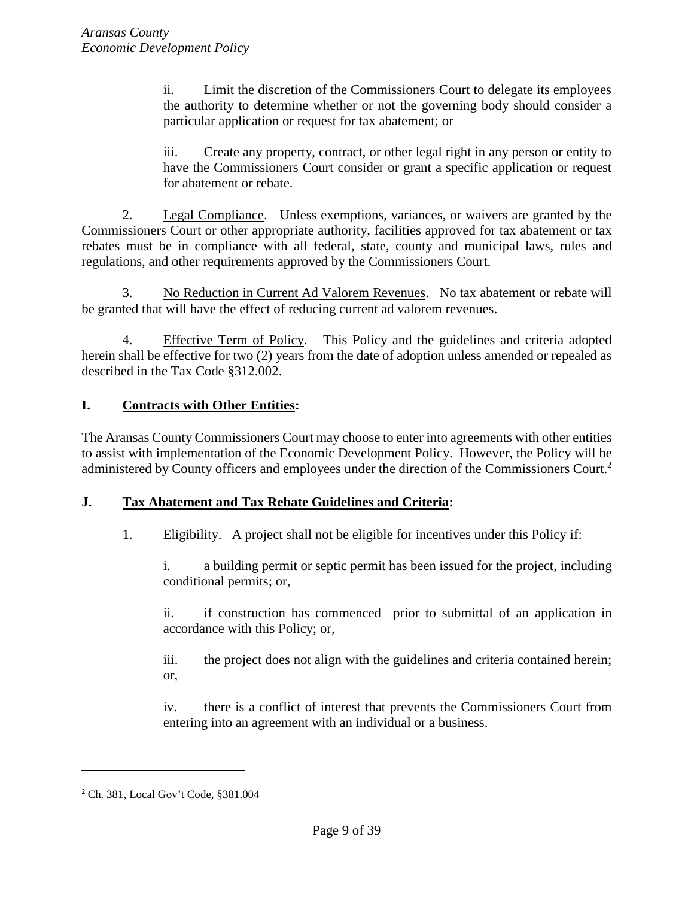ii. Limit the discretion of the Commissioners Court to delegate its employees the authority to determine whether or not the governing body should consider a particular application or request for tax abatement; or

iii. Create any property, contract, or other legal right in any person or entity to have the Commissioners Court consider or grant a specific application or request for abatement or rebate.

2. Legal Compliance. Unless exemptions, variances, or waivers are granted by the Commissioners Court or other appropriate authority, facilities approved for tax abatement or tax rebates must be in compliance with all federal, state, county and municipal laws, rules and regulations, and other requirements approved by the Commissioners Court.

3. No Reduction in Current Ad Valorem Revenues. No tax abatement or rebate will be granted that will have the effect of reducing current ad valorem revenues.

4. Effective Term of Policy. This Policy and the guidelines and criteria adopted herein shall be effective for two (2) years from the date of adoption unless amended or repealed as described in the Tax Code §312.002.

## I. Contracts with Other Entities:

The Aransas County Commissioners Court may choose to enter into agreements with other entities to assist with implementation of the Economic Development Policy. However, the Policy will be administered by County officers and employees under the direction of the Commissioners Court.[2]

## J. Tax Abatement and Tax Rebate Guidelines and Criteria:

1. Eligibility. A project shall not be eligible for incentives under this Policy if:

i. a building permit or septic permit has been issued for the project, including conditional permits; or,

ii. if construction has commenced prior to submittal of an application in accordance with this Policy; or,

iii. the project does not align with the guidelines and criteria contained herein; or,

iv. there is a conflict of interest that prevents the Commissioners Court from entering into an agreement with an individual or a business.

[2] Ch. 381, Local Gov't Code, §381.004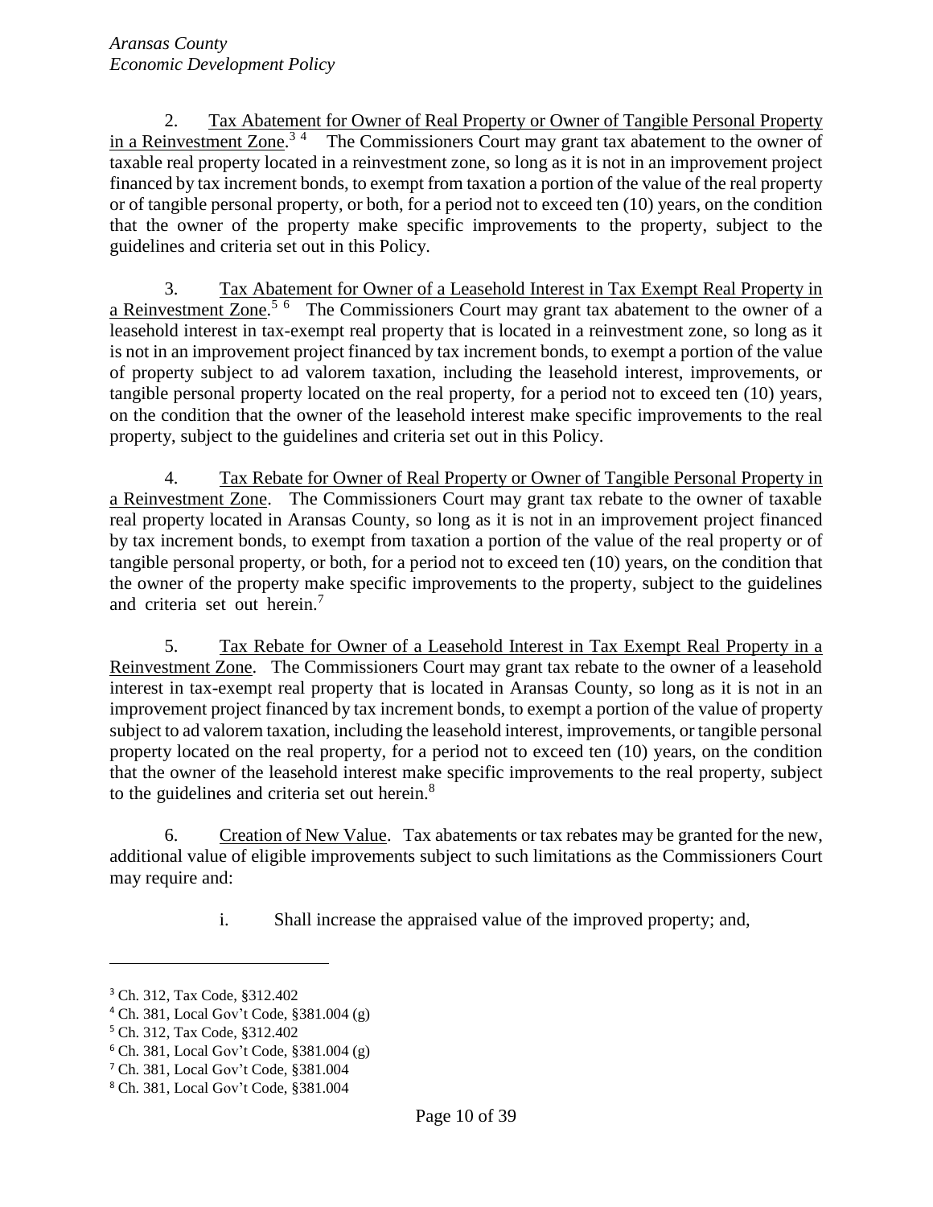2. Tax Abatement for Owner of Real Property or Owner of Tangible Personal Property in a Reinvestment Zone.[3] [4] The Commissioners Court may grant tax abatement to the owner of taxable real property located in a reinvestment zone, so long as it is not in an improvement project financed by tax increment bonds, to exempt from taxation a portion of the value of the real property or of tangible personal property, or both, for a period not to exceed ten (10) years, on the condition that the owner of the property make specific improvements to the property, subject to the guidelines and criteria set out in this Policy.

3. Tax Abatement for Owner of a Leasehold Interest in Tax Exempt Real Property in a Reinvestment Zone.[5] [6] The Commissioners Court may grant tax abatement to the owner of a leasehold interest in tax-exempt real property that is located in a reinvestment zone, so long as it is not in an improvement project financed by tax increment bonds, to exempt a portion of the value of property subject to ad valorem taxation, including the leasehold interest, improvements, or tangible personal property located on the real property, for a period not to exceed ten (10) years, on the condition that the owner of the leasehold interest make specific improvements to the real property, subject to the guidelines and criteria set out in this Policy.

4. Tax Rebate for Owner of Real Property or Owner of Tangible Personal Property in a Reinvestment Zone. The Commissioners Court may grant tax rebate to the owner of taxable real property located in Aransas County, so long as it is not in an improvement project financed by tax increment bonds, to exempt from taxation a portion of the value of the real property or of tangible personal property, or both, for a period not to exceed ten (10) years, on the condition that the owner of the property make specific improvements to the property, subject to the guidelines and criteria set out herein.[7]

5. Tax Rebate for Owner of a Leasehold Interest in Tax Exempt Real Property in a Reinvestment Zone. The Commissioners Court may grant tax rebate to the owner of a leasehold interest in tax-exempt real property that is located in Aransas County, so long as it is not in an improvement project financed by tax increment bonds, to exempt a portion of the value of property subject to ad valorem taxation, including the leasehold interest, improvements, or tangible personal property located on the real property, for a period not to exceed ten (10) years, on the condition that the owner of the leasehold interest make specific improvements to the real property, subject to the guidelines and criteria set out herein.[8]

6. Creation of New Value. Tax abatements or tax rebates may be granted for the new, additional value of eligible improvements subject to such limitations as the Commissioners Court may require and:

i. Shall increase the appraised value of the improved property; and,

---

[3] Ch. 312, Tax Code, §312.402

[4] Ch. 381, Local Gov't Code, §381.004 (g)

[5] Ch. 312, Tax Code, §312.402

[6] Ch. 381, Local Gov't Code, §381.004 (g)

[7] Ch. 381, Local Gov't Code, §381.004

[8] Ch. 381, Local Gov't Code, §381.004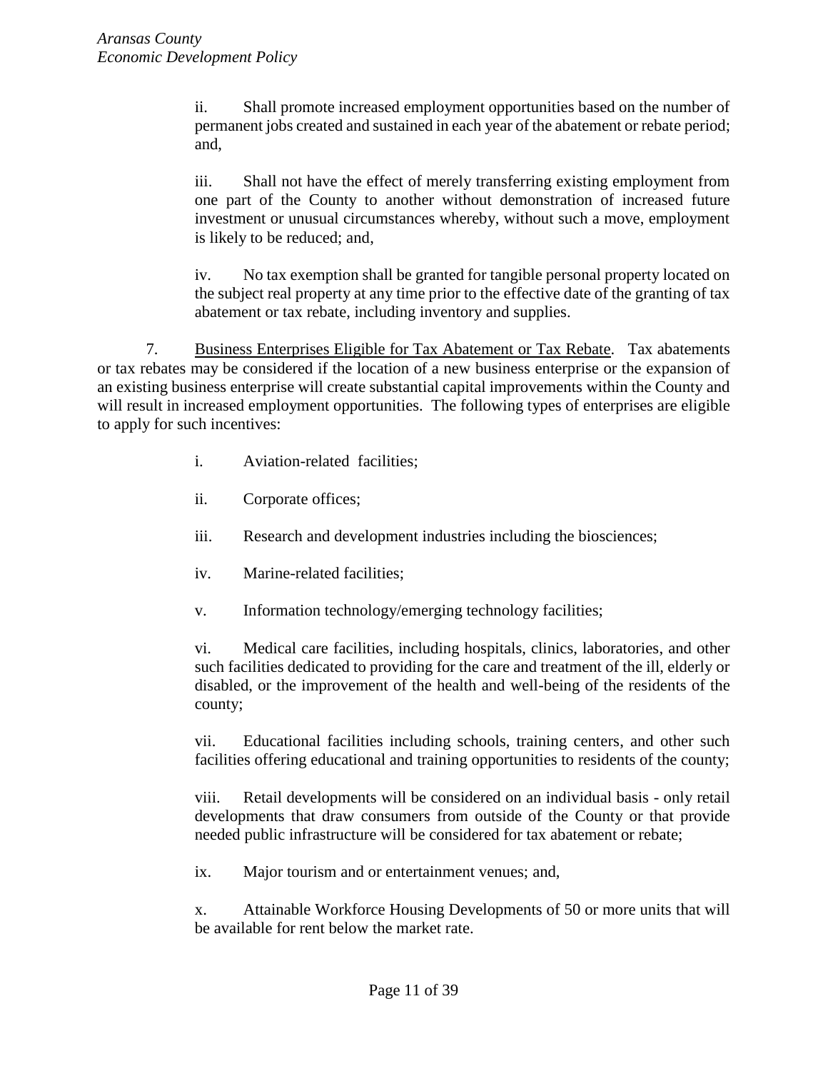ii. Shall promote increased employment opportunities based on the number of permanent jobs created and sustained in each year of the abatement or rebate period; and,

iii. Shall not have the effect of merely transferring existing employment from one part of the County to another without demonstration of increased future investment or unusual circumstances whereby, without such a move, employment is likely to be reduced; and,

iv. No tax exemption shall be granted for tangible personal property located on the subject real property at any time prior to the effective date of the granting of tax abatement or tax rebate, including inventory and supplies.

7. <u>Business Enterprises Eligible for Tax Abatement or Tax Rebate</u>. Tax abatements or tax rebates may be considered if the location of a new business enterprise or the expansion of an existing business enterprise will create substantial capital improvements within the County and will result in increased employment opportunities. The following types of enterprises are eligible to apply for such incentives:

i. Aviation-related facilities;

ii. Corporate offices;

iii. Research and development industries including the biosciences;

iv. Marine-related facilities;

v. Information technology/emerging technology facilities;

vi. Medical care facilities, including hospitals, clinics, laboratories, and other such facilities dedicated to providing for the care and treatment of the ill, elderly or disabled, or the improvement of the health and well-being of the residents of the county;

vii. Educational facilities including schools, training centers, and other such facilities offering educational and training opportunities to residents of the county;

viii. Retail developments will be considered on an individual basis - only retail developments that draw consumers from outside of the County or that provide needed public infrastructure will be considered for tax abatement or rebate;

ix. Major tourism and or entertainment venues; and,

x. Attainable Workforce Housing Developments of 50 or more units that will be available for rent below the market rate.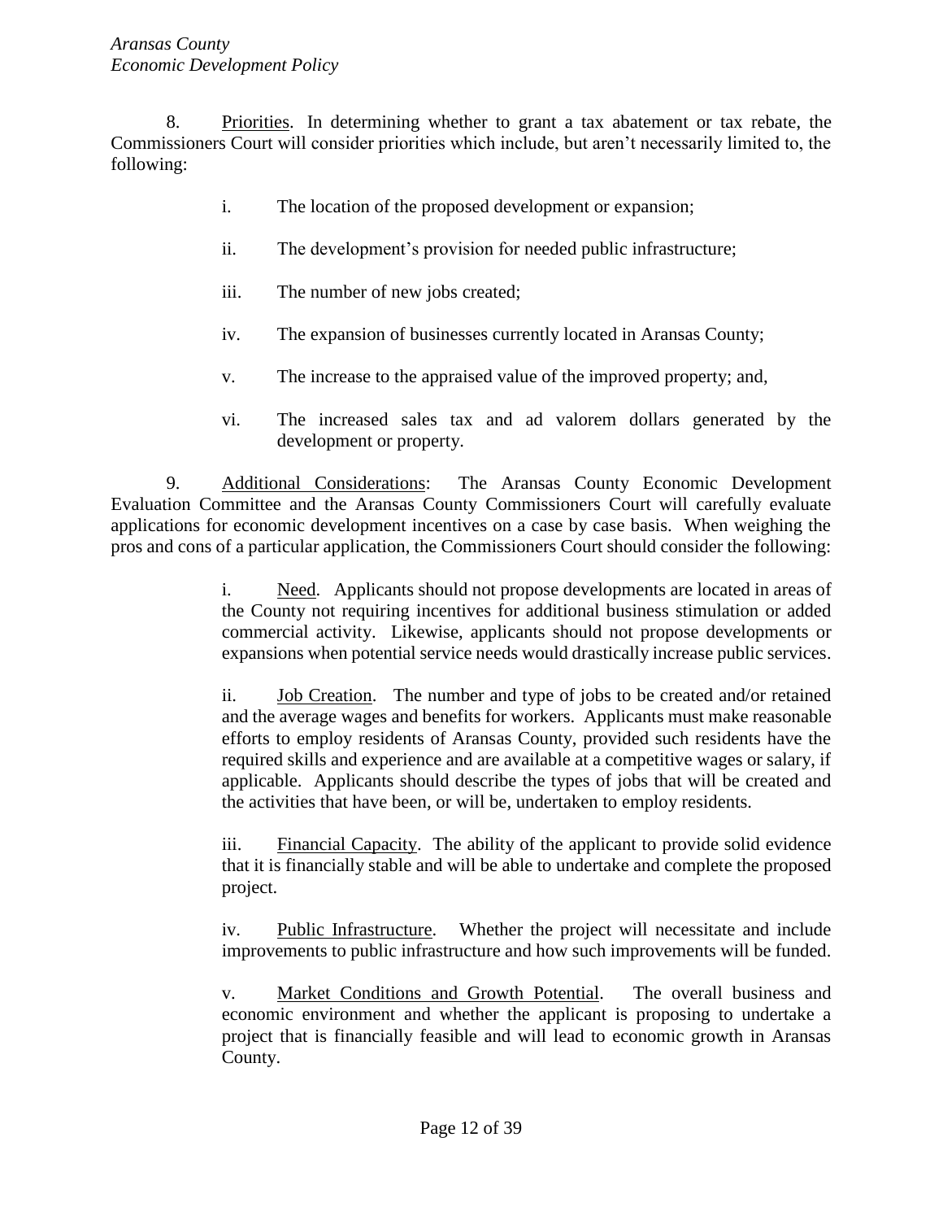8. Priorities. In determining whether to grant a tax abatement or tax rebate, the Commissioners Court will consider priorities which include, but aren't necessarily limited to, the following:

i. The location of the proposed development or expansion;

ii. The development's provision for needed public infrastructure;

iii. The number of new jobs created;

iv. The expansion of businesses currently located in Aransas County;

v. The increase to the appraised value of the improved property; and,

vi. The increased sales tax and ad valorem dollars generated by the development or property.

9. Additional Considerations: The Aransas County Economic Development Evaluation Committee and the Aransas County Commissioners Court will carefully evaluate applications for economic development incentives on a case by case basis. When weighing the pros and cons of a particular application, the Commissioners Court should consider the following:

i. Need. Applicants should not propose developments are located in areas of the County not requiring incentives for additional business stimulation or added commercial activity. Likewise, applicants should not propose developments or expansions when potential service needs would drastically increase public services.

ii. Job Creation. The number and type of jobs to be created and/or retained and the average wages and benefits for workers. Applicants must make reasonable efforts to employ residents of Aransas County, provided such residents have the required skills and experience and are available at a competitive wages or salary, if applicable. Applicants should describe the types of jobs that will be created and the activities that have been, or will be, undertaken to employ residents.

iii. Financial Capacity. The ability of the applicant to provide solid evidence that it is financially stable and will be able to undertake and complete the proposed project.

iv. Public Infrastructure. Whether the project will necessitate and include improvements to public infrastructure and how such improvements will be funded.

v. Market Conditions and Growth Potential. The overall business and economic environment and whether the applicant is proposing to undertake a project that is financially feasible and will lead to economic growth in Aransas County.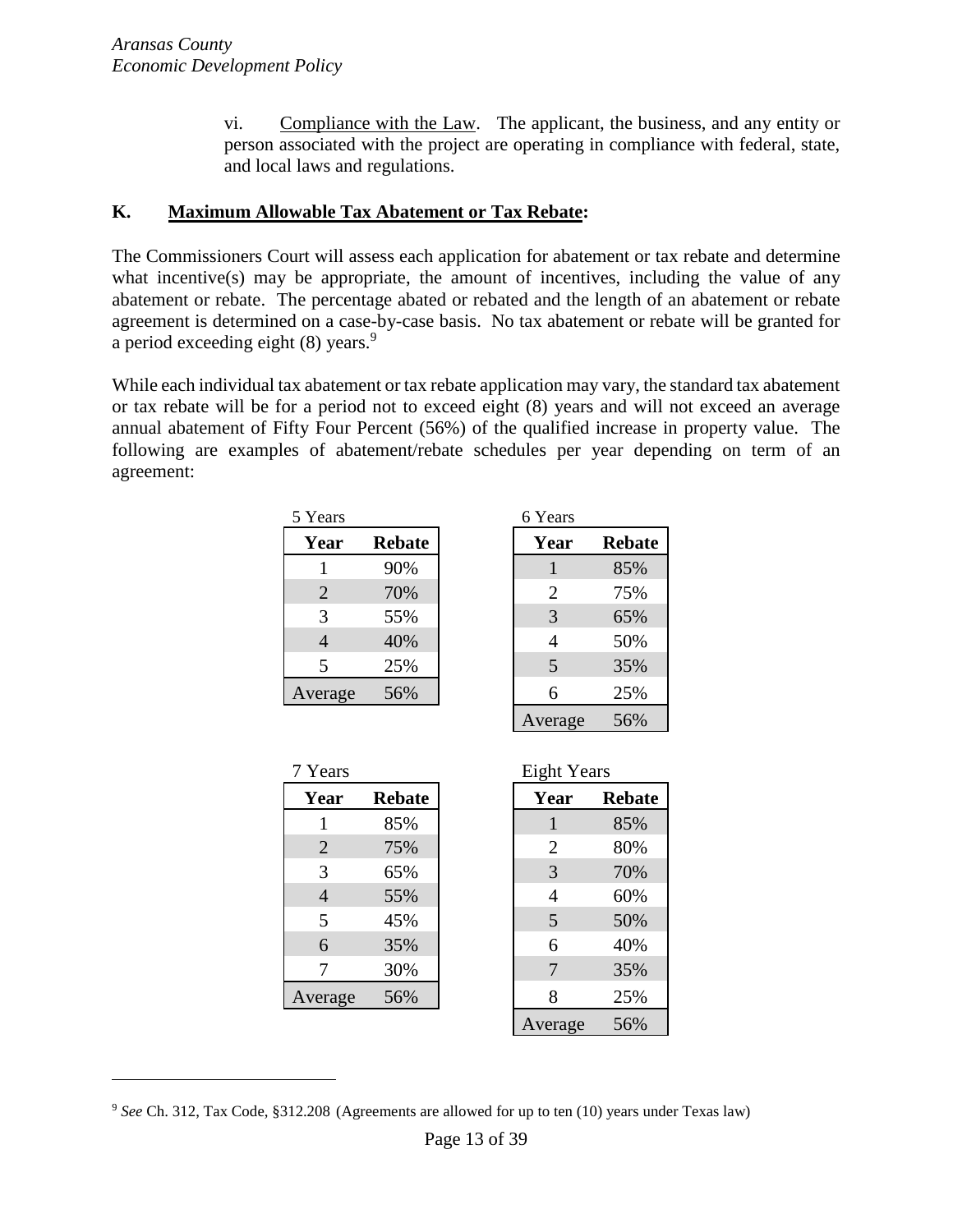vi. Compliance with the Law. The applicant, the business, and any entity or person associated with the project are operating in compliance with federal, state, and local laws and regulations.

## K. Maximum Allowable Tax Abatement or Tax Rebate:

The Commissioners Court will assess each application for abatement or tax rebate and determine what incentive(s) may be appropriate, the amount of incentives, including the value of any abatement or rebate. The percentage abated or rebated and the length of an abatement or rebate agreement is determined on a case-by-case basis. No tax abatement or rebate will be granted for a period exceeding eight (8) years.[9]

While each individual tax abatement or tax rebate application may vary, the standard tax abatement or tax rebate will be for a period not to exceed eight (8) years and will not exceed an average annual abatement of Fifty Four Percent (56%) of the qualified increase in property value. The following are examples of abatement/rebate schedules per year depending on term of an agreement:

5 Years

| Year | Rebate |
|---|---|
| 1 | 90% |
| 2 | 70% |
| 3 | 55% |
| 4 | 40% |
| 5 | 25% |
| Average | 56% |

6 Years

| Year | Rebate |
|---|---|
| 1 | 85% |
| 2 | 75% |
| 3 | 65% |
| 4 | 50% |
| 5 | 35% |
| 6 | 25% |
| Average | 56% |

7 Years

| Year | Rebate |
|---|---|
| 1 | 85% |
| 2 | 75% |
| 3 | 65% |
| 4 | 55% |
| 5 | 45% |
| 6 | 35% |
| 7 | 30% |
| Average | 56% |

Eight Years

| Year | Rebate |
|---|---|
| 1 | 85% |
| 2 | 80% |
| 3 | 70% |
| 4 | 60% |
| 5 | 50% |
| 6 | 40% |
| 7 | 35% |
| 8 | 25% |
| Average | 56% |

[9] *See* Ch. 312, Tax Code, §312.208 (Agreements are allowed for up to ten (10) years under Texas law)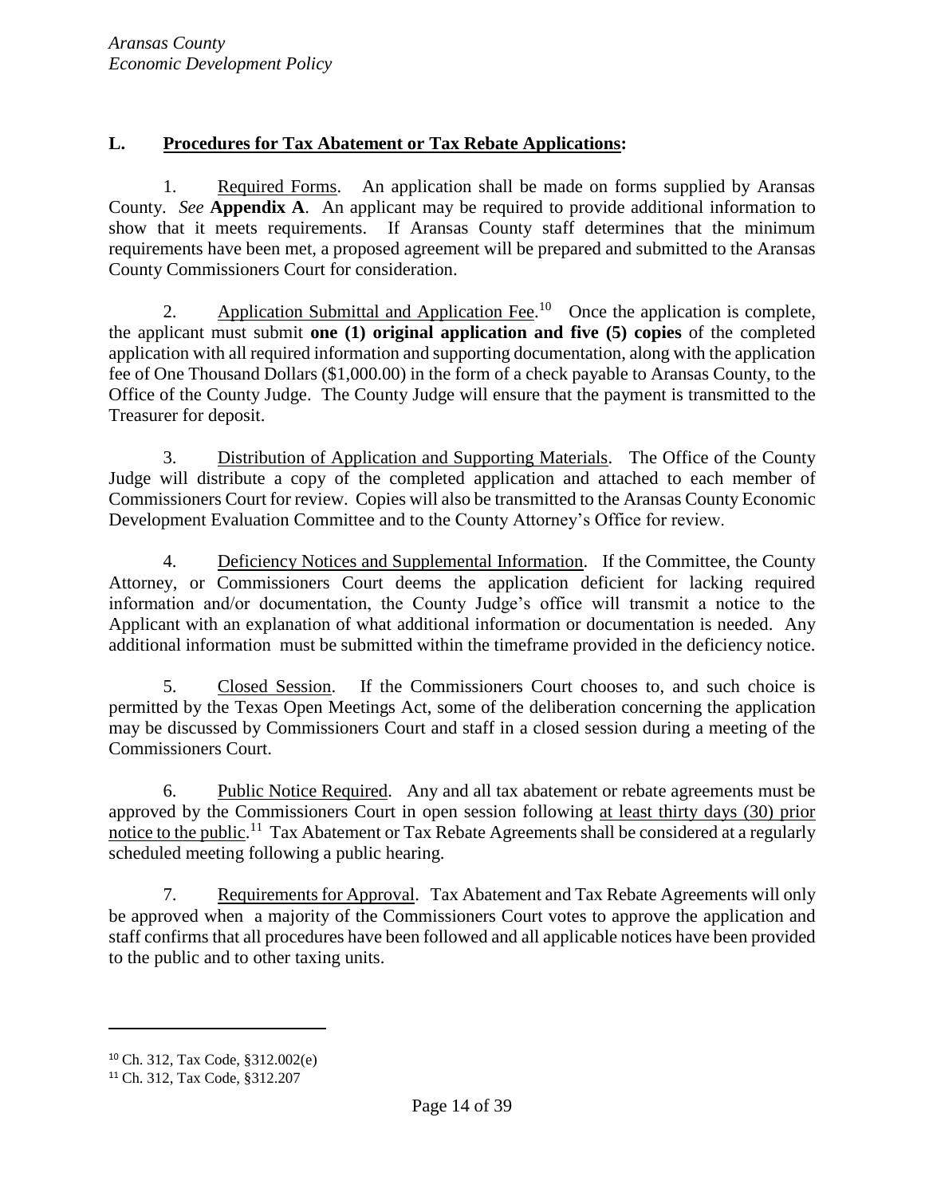## L. Procedures for Tax Abatement or Tax Rebate Applications:

1. Required Forms. An application shall be made on forms supplied by Aransas County. *See* **Appendix A**. An applicant may be required to provide additional information to show that it meets requirements. If Aransas County staff determines that the minimum requirements have been met, a proposed agreement will be prepared and submitted to the Aransas County Commissioners Court for consideration.

2. Application Submittal and Application Fee.[10] Once the application is complete, the applicant must submit **one (1) original application and five (5) copies** of the completed application with all required information and supporting documentation, along with the application fee of One Thousand Dollars ($1,000.00) in the form of a check payable to Aransas County, to the Office of the County Judge. The County Judge will ensure that the payment is transmitted to the Treasurer for deposit.

3. Distribution of Application and Supporting Materials. The Office of the County Judge will distribute a copy of the completed application and attached to each member of Commissioners Court for review. Copies will also be transmitted to the Aransas County Economic Development Evaluation Committee and to the County Attorney's Office for review.

4. Deficiency Notices and Supplemental Information. If the Committee, the County Attorney, or Commissioners Court deems the application deficient for lacking required information and/or documentation, the County Judge's office will transmit a notice to the Applicant with an explanation of what additional information or documentation is needed. Any additional information must be submitted within the timeframe provided in the deficiency notice.

5. Closed Session. If the Commissioners Court chooses to, and such choice is permitted by the Texas Open Meetings Act, some of the deliberation concerning the application may be discussed by Commissioners Court and staff in a closed session during a meeting of the Commissioners Court.

6. Public Notice Required. Any and all tax abatement or rebate agreements must be approved by the Commissioners Court in open session following at least thirty days (30) prior notice to the public.[11] Tax Abatement or Tax Rebate Agreements shall be considered at a regularly scheduled meeting following a public hearing.

7. Requirements for Approval. Tax Abatement and Tax Rebate Agreements will only be approved when a majority of the Commissioners Court votes to approve the application and staff confirms that all procedures have been followed and all applicable notices have been provided to the public and to other taxing units.

---

[10] Ch. 312, Tax Code, §312.002(e)

[11] Ch. 312, Tax Code, §312.207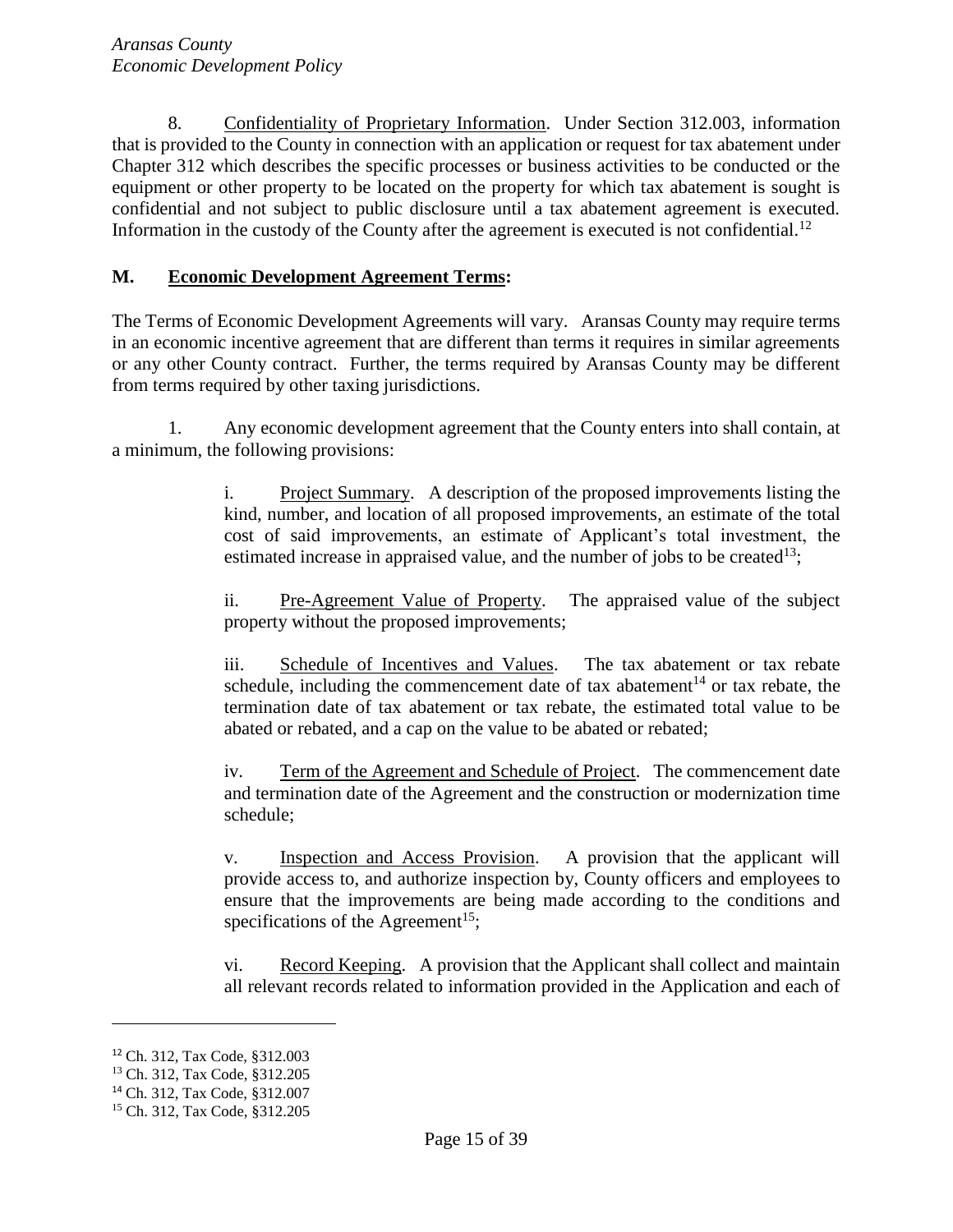8. Confidentiality of Proprietary Information. Under Section 312.003, information that is provided to the County in connection with an application or request for tax abatement under Chapter 312 which describes the specific processes or business activities to be conducted or the equipment or other property to be located on the property for which tax abatement is sought is confidential and not subject to public disclosure until a tax abatement agreement is executed. Information in the custody of the County after the agreement is executed is not confidential.[12]

## M. Economic Development Agreement Terms:

The Terms of Economic Development Agreements will vary. Aransas County may require terms in an economic incentive agreement that are different than terms it requires in similar agreements or any other County contract. Further, the terms required by Aransas County may be different from terms required by other taxing jurisdictions.

1. Any economic development agreement that the County enters into shall contain, at a minimum, the following provisions:

   i. Project Summary. A description of the proposed improvements listing the kind, number, and location of all proposed improvements, an estimate of the total cost of said improvements, an estimate of Applicant's total investment, the estimated increase in appraised value, and the number of jobs to be created[13];

   ii. Pre-Agreement Value of Property. The appraised value of the subject property without the proposed improvements;

   iii. Schedule of Incentives and Values. The tax abatement or tax rebate schedule, including the commencement date of tax abatement[14] or tax rebate, the termination date of tax abatement or tax rebate, the estimated total value to be abated or rebated, and a cap on the value to be abated or rebated;

   iv. Term of the Agreement and Schedule of Project. The commencement date and termination date of the Agreement and the construction or modernization time schedule;

   v. Inspection and Access Provision. A provision that the applicant will provide access to, and authorize inspection by, County officers and employees to ensure that the improvements are being made according to the conditions and specifications of the Agreement[15];

   vi. Record Keeping. A provision that the Applicant shall collect and maintain all relevant records related to information provided in the Application and each of

---

[12] Ch. 312, Tax Code, §312.003
[13] Ch. 312, Tax Code, §312.205
[14] Ch. 312, Tax Code, §312.007
[15] Ch. 312, Tax Code, §312.205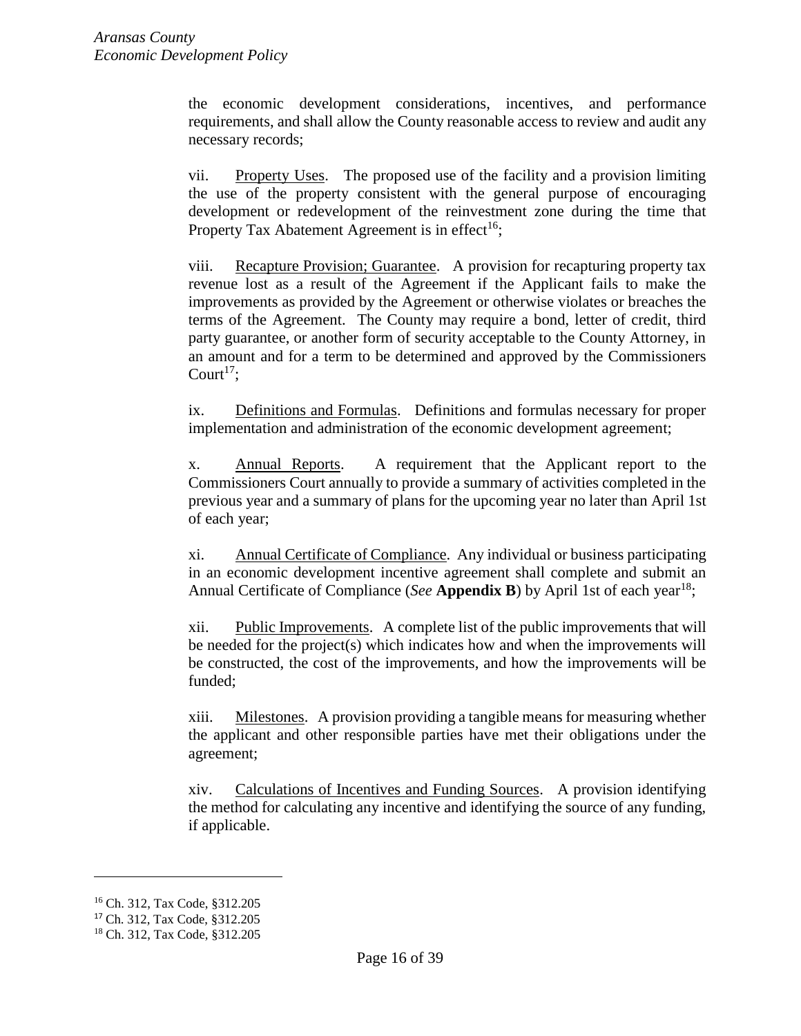the economic development considerations, incentives, and performance requirements, and shall allow the County reasonable access to review and audit any necessary records;

vii. Property Uses. The proposed use of the facility and a provision limiting the use of the property consistent with the general purpose of encouraging development or redevelopment of the reinvestment zone during the time that Property Tax Abatement Agreement is in effect[16];

viii. Recapture Provision; Guarantee. A provision for recapturing property tax revenue lost as a result of the Agreement if the Applicant fails to make the improvements as provided by the Agreement or otherwise violates or breaches the terms of the Agreement. The County may require a bond, letter of credit, third party guarantee, or another form of security acceptable to the County Attorney, in an amount and for a term to be determined and approved by the Commissioners Court[17];

ix. Definitions and Formulas. Definitions and formulas necessary for proper implementation and administration of the economic development agreement;

x. Annual Reports. A requirement that the Applicant report to the Commissioners Court annually to provide a summary of activities completed in the previous year and a summary of plans for the upcoming year no later than April 1st of each year;

xi. Annual Certificate of Compliance. Any individual or business participating in an economic development incentive agreement shall complete and submit an Annual Certificate of Compliance (*See* **Appendix B**) by April 1st of each year[18];

xii. Public Improvements. A complete list of the public improvements that will be needed for the project(s) which indicates how and when the improvements will be constructed, the cost of the improvements, and how the improvements will be funded;

xiii. Milestones. A provision providing a tangible means for measuring whether the applicant and other responsible parties have met their obligations under the agreement;

xiv. Calculations of Incentives and Funding Sources. A provision identifying the method for calculating any incentive and identifying the source of any funding, if applicable.

---

[16] Ch. 312, Tax Code, §312.205

[17] Ch. 312, Tax Code, §312.205

[18] Ch. 312, Tax Code, §312.205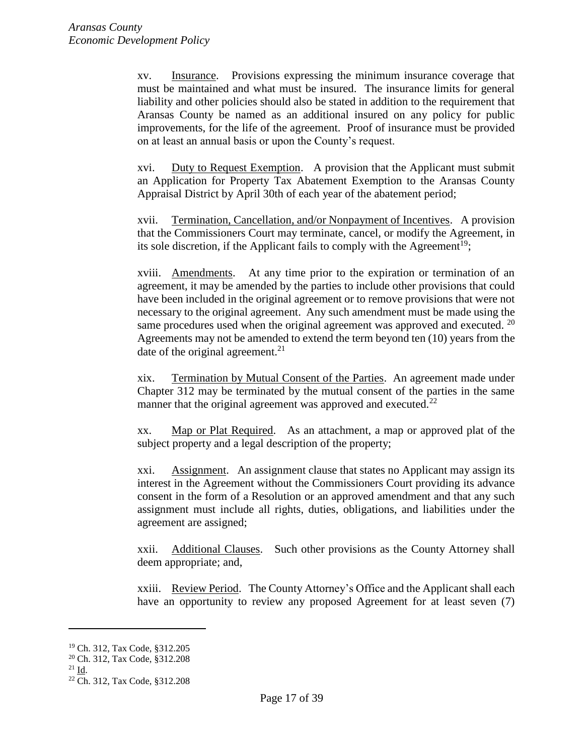xv. Insurance. Provisions expressing the minimum insurance coverage that must be maintained and what must be insured. The insurance limits for general liability and other policies should also be stated in addition to the requirement that Aransas County be named as an additional insured on any policy for public improvements, for the life of the agreement. Proof of insurance must be provided on at least an annual basis or upon the County's request.

xvi. Duty to Request Exemption. A provision that the Applicant must submit an Application for Property Tax Abatement Exemption to the Aransas County Appraisal District by April 30th of each year of the abatement period;

xvii. Termination, Cancellation, and/or Nonpayment of Incentives. A provision that the Commissioners Court may terminate, cancel, or modify the Agreement, in its sole discretion, if the Applicant fails to comply with the Agreement[19];

xviii. Amendments. At any time prior to the expiration or termination of an agreement, it may be amended by the parties to include other provisions that could have been included in the original agreement or to remove provisions that were not necessary to the original agreement. Any such amendment must be made using the same procedures used when the original agreement was approved and executed. [20] Agreements may not be amended to extend the term beyond ten (10) years from the date of the original agreement.[21]

xix. Termination by Mutual Consent of the Parties. An agreement made under Chapter 312 may be terminated by the mutual consent of the parties in the same manner that the original agreement was approved and executed.[22]

xx. Map or Plat Required. As an attachment, a map or approved plat of the subject property and a legal description of the property;

xxi. Assignment. An assignment clause that states no Applicant may assign its interest in the Agreement without the Commissioners Court providing its advance consent in the form of a Resolution or an approved amendment and that any such assignment must include all rights, duties, obligations, and liabilities under the agreement are assigned;

xxii. Additional Clauses. Such other provisions as the County Attorney shall deem appropriate; and,

xxiii. Review Period. The County Attorney's Office and the Applicant shall each have an opportunity to review any proposed Agreement for at least seven (7)

---

[19] Ch. 312, Tax Code, §312.205

[20] Ch. 312, Tax Code, §312.208

[21] Id.

[22] Ch. 312, Tax Code, §312.208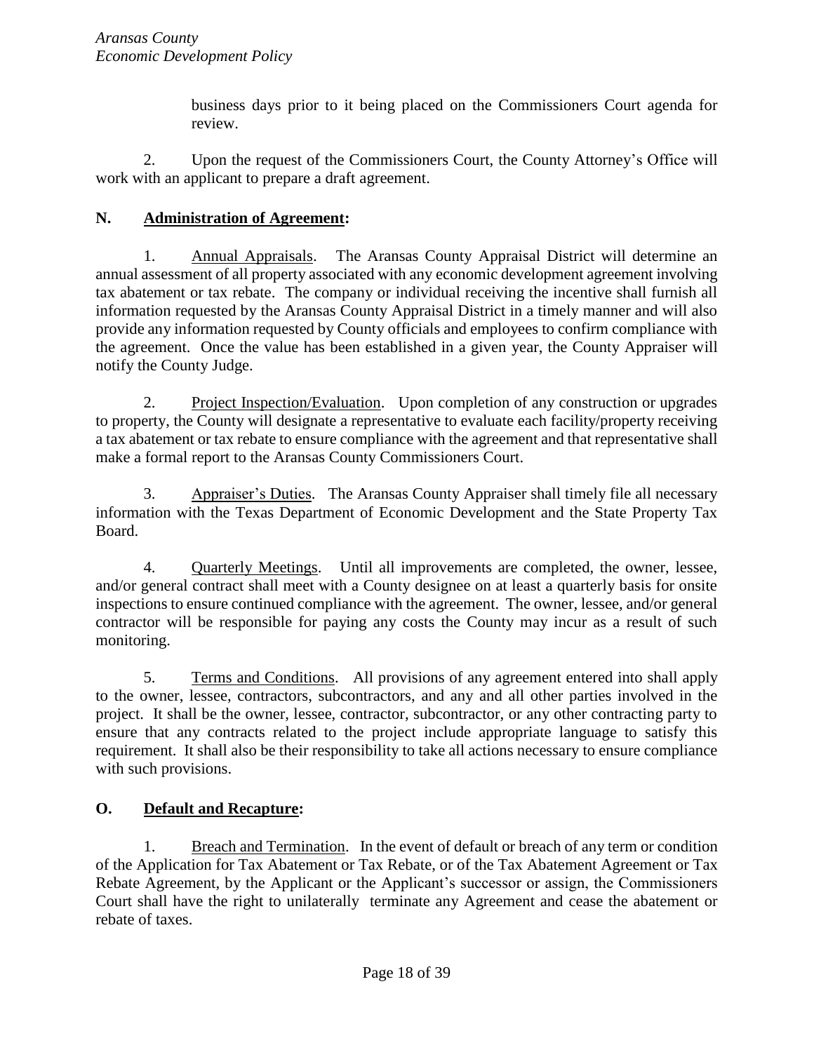business days prior to it being placed on the Commissioners Court agenda for review.

2. Upon the request of the Commissioners Court, the County Attorney's Office will work with an applicant to prepare a draft agreement.

## N. Administration of Agreement:

1. Annual Appraisals. The Aransas County Appraisal District will determine an annual assessment of all property associated with any economic development agreement involving tax abatement or tax rebate. The company or individual receiving the incentive shall furnish all information requested by the Aransas County Appraisal District in a timely manner and will also provide any information requested by County officials and employees to confirm compliance with the agreement. Once the value has been established in a given year, the County Appraiser will notify the County Judge.

2. Project Inspection/Evaluation. Upon completion of any construction or upgrades to property, the County will designate a representative to evaluate each facility/property receiving a tax abatement or tax rebate to ensure compliance with the agreement and that representative shall make a formal report to the Aransas County Commissioners Court.

3. Appraiser's Duties. The Aransas County Appraiser shall timely file all necessary information with the Texas Department of Economic Development and the State Property Tax Board.

4. Quarterly Meetings. Until all improvements are completed, the owner, lessee, and/or general contract shall meet with a County designee on at least a quarterly basis for onsite inspections to ensure continued compliance with the agreement. The owner, lessee, and/or general contractor will be responsible for paying any costs the County may incur as a result of such monitoring.

5. Terms and Conditions. All provisions of any agreement entered into shall apply to the owner, lessee, contractors, subcontractors, and any and all other parties involved in the project. It shall be the owner, lessee, contractor, subcontractor, or any other contracting party to ensure that any contracts related to the project include appropriate language to satisfy this requirement. It shall also be their responsibility to take all actions necessary to ensure compliance with such provisions.

## O. Default and Recapture:

1. Breach and Termination. In the event of default or breach of any term or condition of the Application for Tax Abatement or Tax Rebate, or of the Tax Abatement Agreement or Tax Rebate Agreement, by the Applicant or the Applicant's successor or assign, the Commissioners Court shall have the right to unilaterally terminate any Agreement and cease the abatement or rebate of taxes.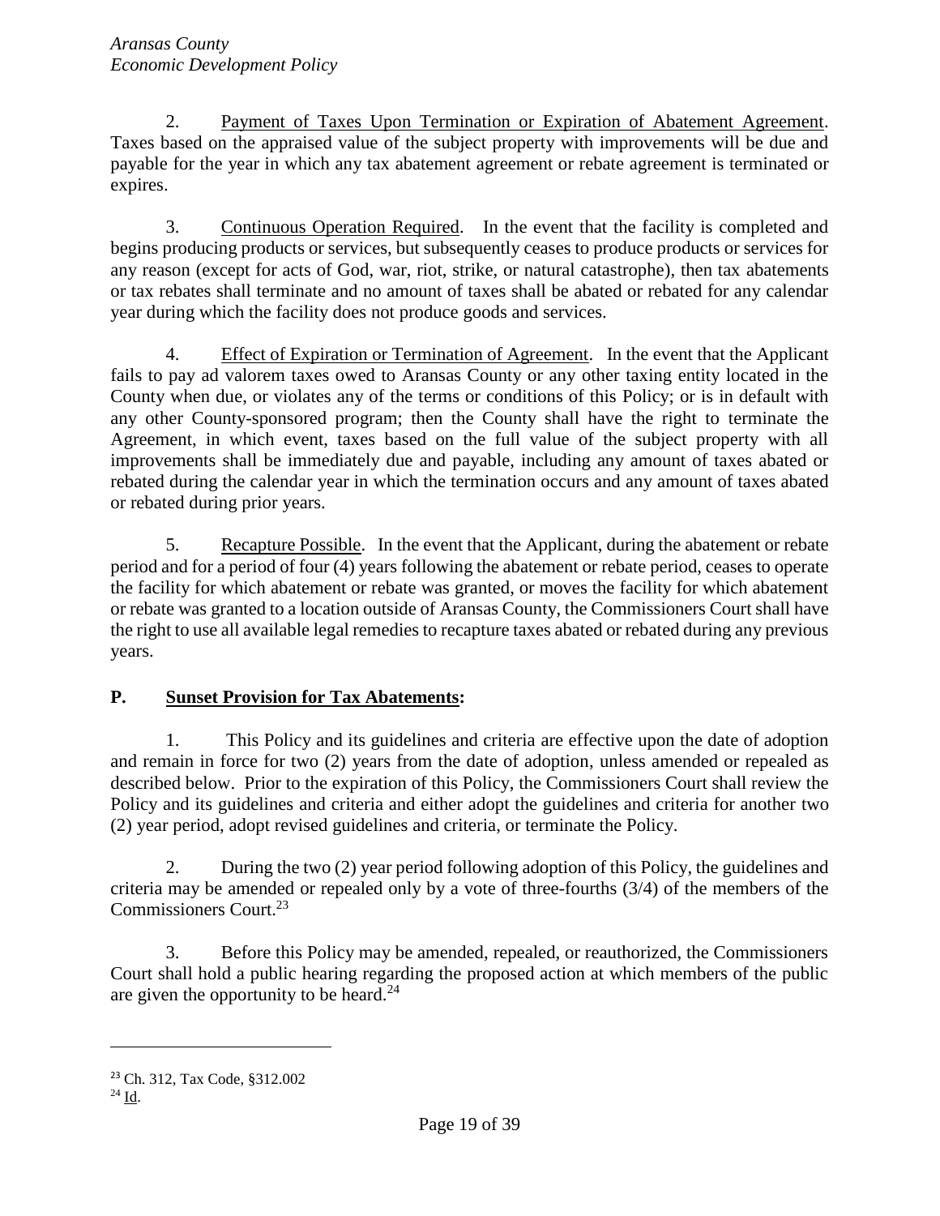2. Payment of Taxes Upon Termination or Expiration of Abatement Agreement. Taxes based on the appraised value of the subject property with improvements will be due and payable for the year in which any tax abatement agreement or rebate agreement is terminated or expires.

3. Continuous Operation Required. In the event that the facility is completed and begins producing products or services, but subsequently ceases to produce products or services for any reason (except for acts of God, war, riot, strike, or natural catastrophe), then tax abatements or tax rebates shall terminate and no amount of taxes shall be abated or rebated for any calendar year during which the facility does not produce goods and services.

4. Effect of Expiration or Termination of Agreement. In the event that the Applicant fails to pay ad valorem taxes owed to Aransas County or any other taxing entity located in the County when due, or violates any of the terms or conditions of this Policy; or is in default with any other County-sponsored program; then the County shall have the right to terminate the Agreement, in which event, taxes based on the full value of the subject property with all improvements shall be immediately due and payable, including any amount of taxes abated or rebated during the calendar year in which the termination occurs and any amount of taxes abated or rebated during prior years.

5. Recapture Possible. In the event that the Applicant, during the abatement or rebate period and for a period of four (4) years following the abatement or rebate period, ceases to operate the facility for which abatement or rebate was granted, or moves the facility for which abatement or rebate was granted to a location outside of Aransas County, the Commissioners Court shall have the right to use all available legal remedies to recapture taxes abated or rebated during any previous years.

## P. Sunset Provision for Tax Abatements:

1. This Policy and its guidelines and criteria are effective upon the date of adoption and remain in force for two (2) years from the date of adoption, unless amended or repealed as described below. Prior to the expiration of this Policy, the Commissioners Court shall review the Policy and its guidelines and criteria and either adopt the guidelines and criteria for another two (2) year period, adopt revised guidelines and criteria, or terminate the Policy.

2. During the two (2) year period following adoption of this Policy, the guidelines and criteria may be amended or repealed only by a vote of three-fourths (3/4) of the members of the Commissioners Court.[23]

3. Before this Policy may be amended, repealed, or reauthorized, the Commissioners Court shall hold a public hearing regarding the proposed action at which members of the public are given the opportunity to be heard.[24]

---

[23] Ch. 312, Tax Code, §312.002

[24] Id.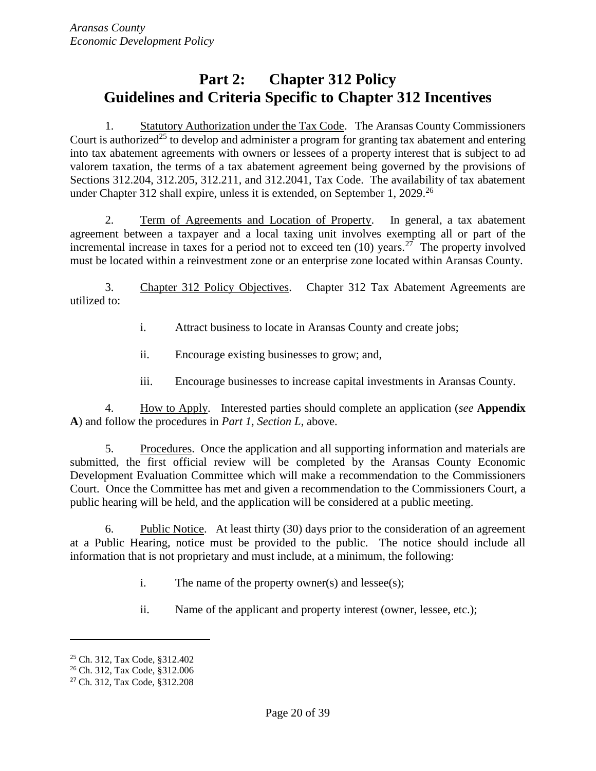# Part 2: Chapter 312 Policy
# Guidelines and Criteria Specific to Chapter 312 Incentives

1. Statutory Authorization under the Tax Code. The Aransas County Commissioners Court is authorized[25] to develop and administer a program for granting tax abatement and entering into tax abatement agreements with owners or lessees of a property interest that is subject to ad valorem taxation, the terms of a tax abatement agreement being governed by the provisions of Sections 312.204, 312.205, 312.211, and 312.2041, Tax Code. The availability of tax abatement under Chapter 312 shall expire, unless it is extended, on September 1, 2029.[26]

2. Term of Agreements and Location of Property. In general, a tax abatement agreement between a taxpayer and a local taxing unit involves exempting all or part of the incremental increase in taxes for a period not to exceed ten (10) years.[27] The property involved must be located within a reinvestment zone or an enterprise zone located within Aransas County.

3. Chapter 312 Policy Objectives. Chapter 312 Tax Abatement Agreements are utilized to:

   i. Attract business to locate in Aransas County and create jobs;

   ii. Encourage existing businesses to grow; and,

   iii. Encourage businesses to increase capital investments in Aransas County.

4. How to Apply. Interested parties should complete an application (*see* **Appendix A**) and follow the procedures in *Part 1, Section L*, above.

5. Procedures. Once the application and all supporting information and materials are submitted, the first official review will be completed by the Aransas County Economic Development Evaluation Committee which will make a recommendation to the Commissioners Court. Once the Committee has met and given a recommendation to the Commissioners Court, a public hearing will be held, and the application will be considered at a public meeting.

6. Public Notice. At least thirty (30) days prior to the consideration of an agreement at a Public Hearing, notice must be provided to the public. The notice should include all information that is not proprietary and must include, at a minimum, the following:

   i. The name of the property owner(s) and lessee(s);

   ii. Name of the applicant and property interest (owner, lessee, etc.);

---

[25] Ch. 312, Tax Code, §312.402

[26] Ch. 312, Tax Code, §312.006

[27] Ch. 312, Tax Code, §312.208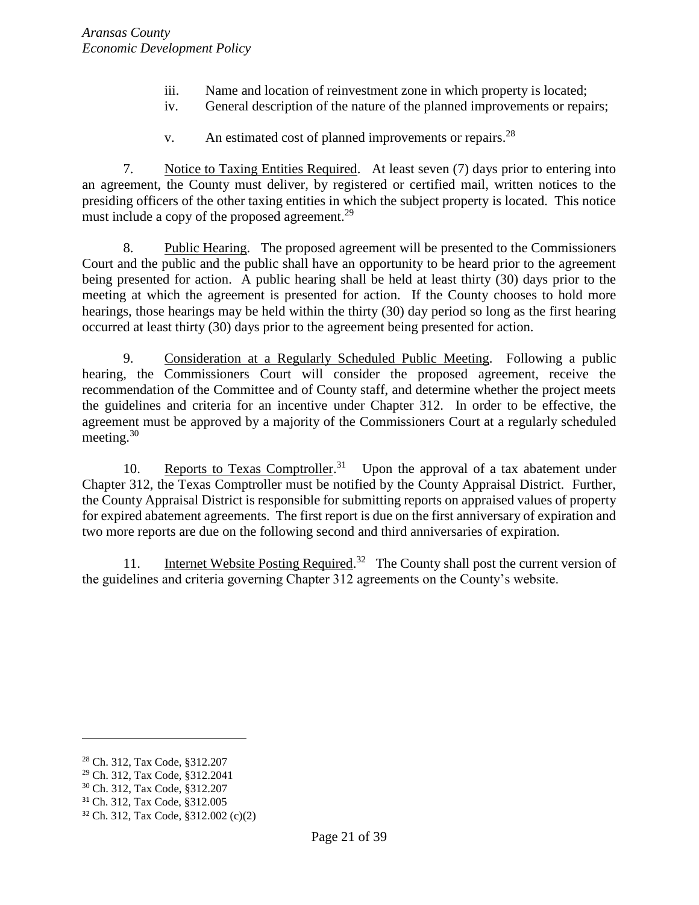iii. Name and location of reinvestment zone in which property is located;

iv. General description of the nature of the planned improvements or repairs;

v. An estimated cost of planned improvements or repairs.[28]

7. Notice to Taxing Entities Required. At least seven (7) days prior to entering into an agreement, the County must deliver, by registered or certified mail, written notices to the presiding officers of the other taxing entities in which the subject property is located. This notice must include a copy of the proposed agreement.[29]

8. Public Hearing. The proposed agreement will be presented to the Commissioners Court and the public and the public shall have an opportunity to be heard prior to the agreement being presented for action. A public hearing shall be held at least thirty (30) days prior to the meeting at which the agreement is presented for action. If the County chooses to hold more hearings, those hearings may be held within the thirty (30) day period so long as the first hearing occurred at least thirty (30) days prior to the agreement being presented for action.

9. Consideration at a Regularly Scheduled Public Meeting. Following a public hearing, the Commissioners Court will consider the proposed agreement, receive the recommendation of the Committee and of County staff, and determine whether the project meets the guidelines and criteria for an incentive under Chapter 312. In order to be effective, the agreement must be approved by a majority of the Commissioners Court at a regularly scheduled meeting.[30]

10. Reports to Texas Comptroller.[31] Upon the approval of a tax abatement under Chapter 312, the Texas Comptroller must be notified by the County Appraisal District. Further, the County Appraisal District is responsible for submitting reports on appraised values of property for expired abatement agreements. The first report is due on the first anniversary of expiration and two more reports are due on the following second and third anniversaries of expiration.

11. Internet Website Posting Required.[32] The County shall post the current version of the guidelines and criteria governing Chapter 312 agreements on the County's website.

---

[28] Ch. 312, Tax Code, §312.207

[29] Ch. 312, Tax Code, §312.2041

[30] Ch. 312, Tax Code, §312.207

[31] Ch. 312, Tax Code, §312.005

[32] Ch. 312, Tax Code, §312.002 (c)(2)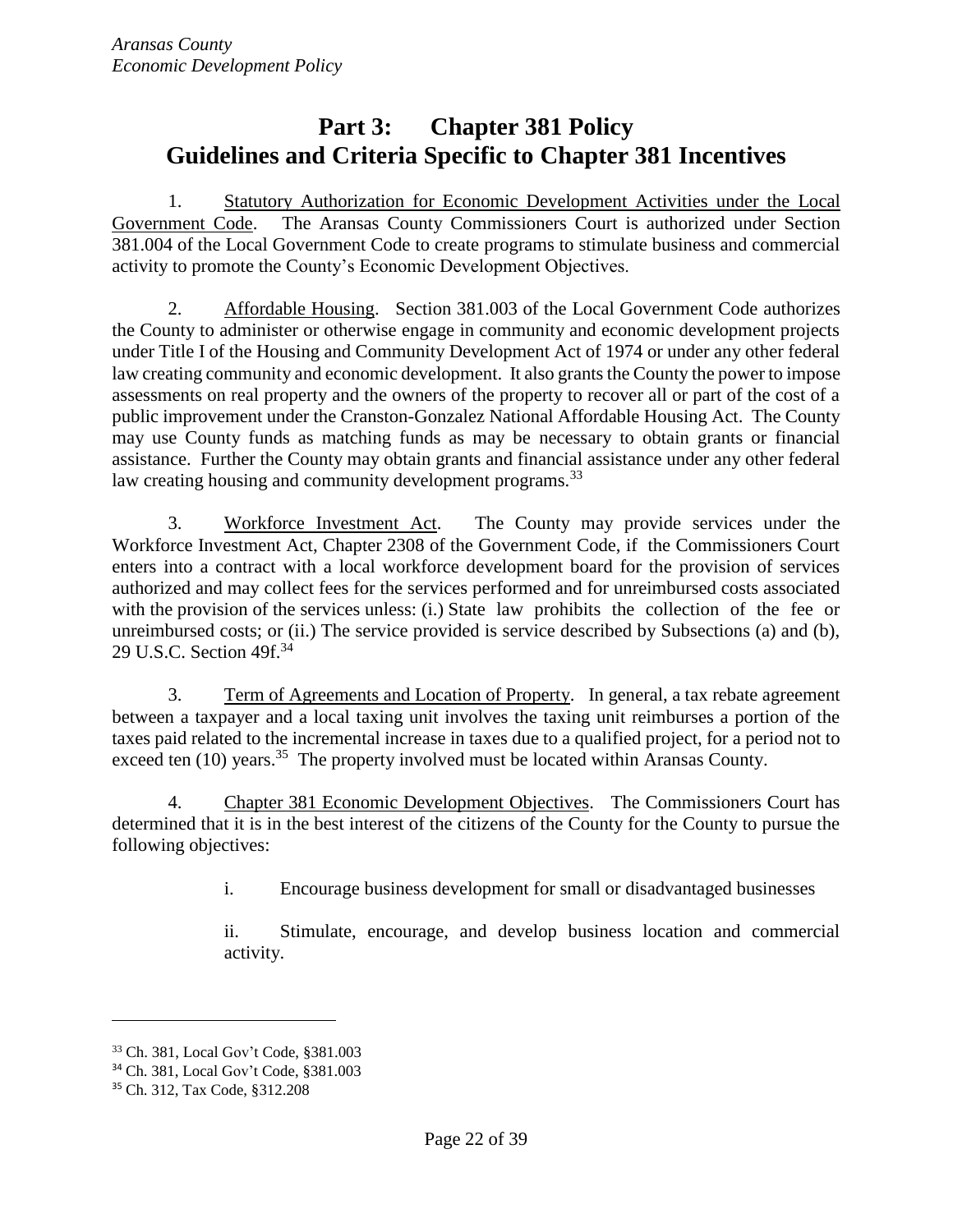# Part 3: Chapter 381 Policy
# Guidelines and Criteria Specific to Chapter 381 Incentives

1. Statutory Authorization for Economic Development Activities under the Local Government Code. The Aransas County Commissioners Court is authorized under Section 381.004 of the Local Government Code to create programs to stimulate business and commercial activity to promote the County's Economic Development Objectives.

2. Affordable Housing. Section 381.003 of the Local Government Code authorizes the County to administer or otherwise engage in community and economic development projects under Title I of the Housing and Community Development Act of 1974 or under any other federal law creating community and economic development. It also grants the County the power to impose assessments on real property and the owners of the property to recover all or part of the cost of a public improvement under the Cranston-Gonzalez National Affordable Housing Act. The County may use County funds as matching funds as may be necessary to obtain grants or financial assistance. Further the County may obtain grants and financial assistance under any other federal law creating housing and community development programs.[33]

3. Workforce Investment Act. The County may provide services under the Workforce Investment Act, Chapter 2308 of the Government Code, if the Commissioners Court enters into a contract with a local workforce development board for the provision of services authorized and may collect fees for the services performed and for unreimbursed costs associated with the provision of the services unless: (i.) State law prohibits the collection of the fee or unreimbursed costs; or (ii.) The service provided is service described by Subsections (a) and (b), 29 U.S.C. Section 49f.[34]

3. Term of Agreements and Location of Property. In general, a tax rebate agreement between a taxpayer and a local taxing unit involves the taxing unit reimburses a portion of the taxes paid related to the incremental increase in taxes due to a qualified project, for a period not to exceed ten (10) years.[35] The property involved must be located within Aransas County.

4. Chapter 381 Economic Development Objectives. The Commissioners Court has determined that it is in the best interest of the citizens of the County for the County to pursue the following objectives:

   i. Encourage business development for small or disadvantaged businesses

   ii. Stimulate, encourage, and develop business location and commercial activity.

---

[33] Ch. 381, Local Gov't Code, §381.003

[34] Ch. 381, Local Gov't Code, §381.003

[35] Ch. 312, Tax Code, §312.208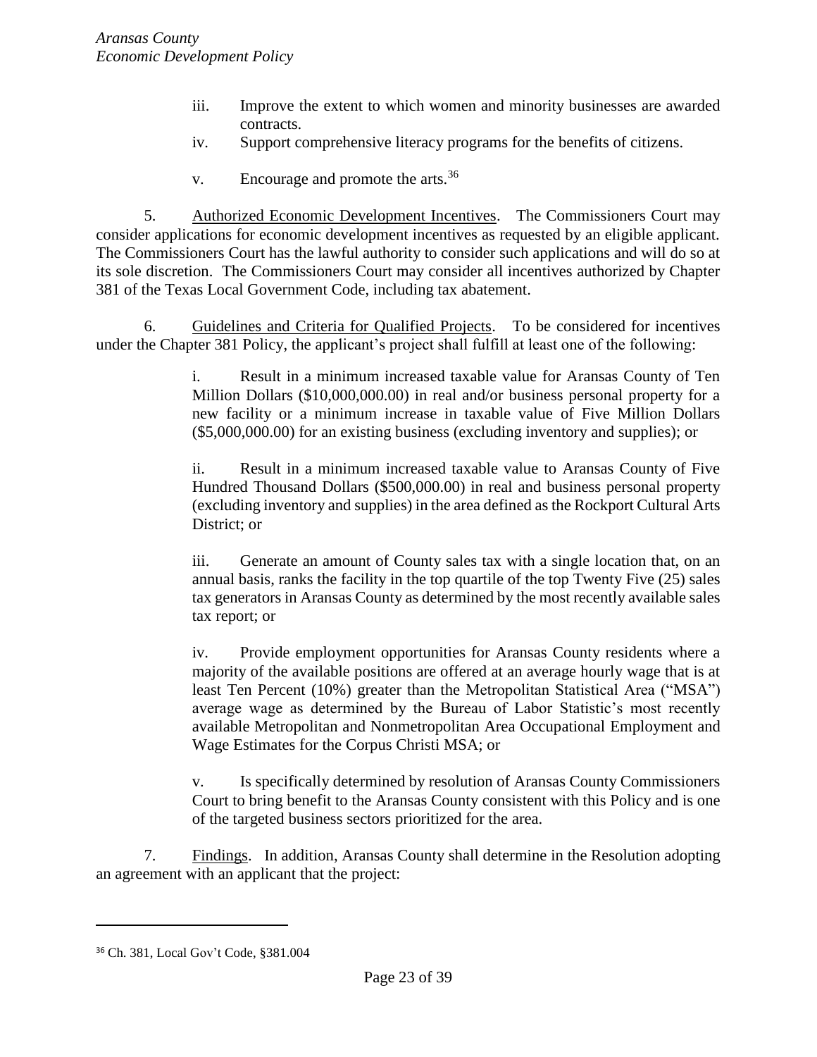iii. Improve the extent to which women and minority businesses are awarded contracts.

iv. Support comprehensive literacy programs for the benefits of citizens.

v. Encourage and promote the arts.[36]

5. Authorized Economic Development Incentives. The Commissioners Court may consider applications for economic development incentives as requested by an eligible applicant. The Commissioners Court has the lawful authority to consider such applications and will do so at its sole discretion. The Commissioners Court may consider all incentives authorized by Chapter 381 of the Texas Local Government Code, including tax abatement.

6. Guidelines and Criteria for Qualified Projects. To be considered for incentives under the Chapter 381 Policy, the applicant's project shall fulfill at least one of the following:

i. Result in a minimum increased taxable value for Aransas County of Ten Million Dollars ($10,000,000.00) in real and/or business personal property for a new facility or a minimum increase in taxable value of Five Million Dollars ($5,000,000.00) for an existing business (excluding inventory and supplies); or

ii. Result in a minimum increased taxable value to Aransas County of Five Hundred Thousand Dollars ($500,000.00) in real and business personal property (excluding inventory and supplies) in the area defined as the Rockport Cultural Arts District; or

iii. Generate an amount of County sales tax with a single location that, on an annual basis, ranks the facility in the top quartile of the top Twenty Five (25) sales tax generators in Aransas County as determined by the most recently available sales tax report; or

iv. Provide employment opportunities for Aransas County residents where a majority of the available positions are offered at an average hourly wage that is at least Ten Percent (10%) greater than the Metropolitan Statistical Area ("MSA") average wage as determined by the Bureau of Labor Statistic's most recently available Metropolitan and Nonmetropolitan Area Occupational Employment and Wage Estimates for the Corpus Christi MSA; or

v. Is specifically determined by resolution of Aransas County Commissioners Court to bring benefit to the Aransas County consistent with this Policy and is one of the targeted business sectors prioritized for the area.

7. Findings. In addition, Aransas County shall determine in the Resolution adopting an agreement with an applicant that the project:

---

[36] Ch. 381, Local Gov't Code, §381.004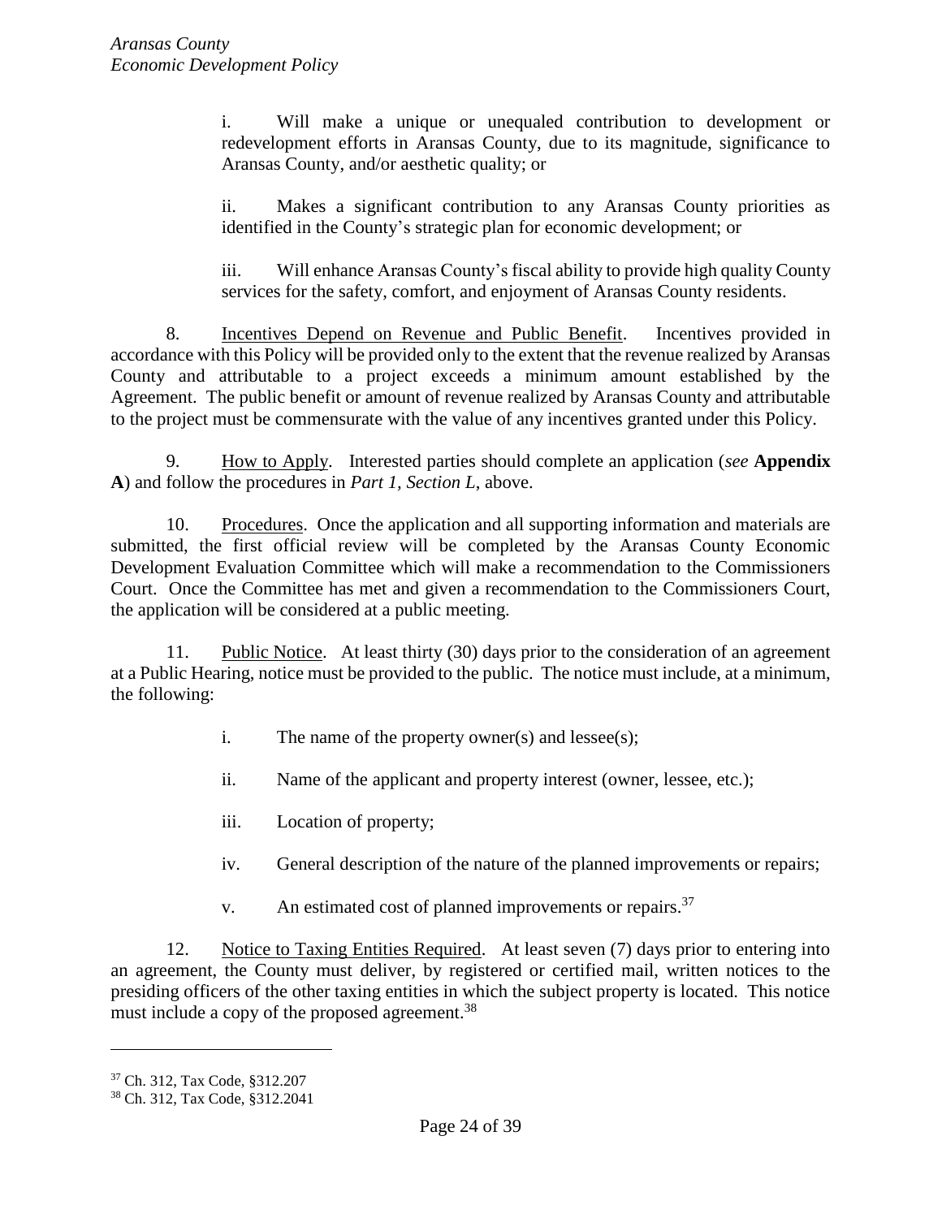i. Will make a unique or unequaled contribution to development or redevelopment efforts in Aransas County, due to its magnitude, significance to Aransas County, and/or aesthetic quality; or

ii. Makes a significant contribution to any Aransas County priorities as identified in the County's strategic plan for economic development; or

iii. Will enhance Aransas County's fiscal ability to provide high quality County services for the safety, comfort, and enjoyment of Aransas County residents.

8. <u>Incentives Depend on Revenue and Public Benefit</u>. Incentives provided in accordance with this Policy will be provided only to the extent that the revenue realized by Aransas County and attributable to a project exceeds a minimum amount established by the Agreement. The public benefit or amount of revenue realized by Aransas County and attributable to the project must be commensurate with the value of any incentives granted under this Policy.

9. <u>How to Apply</u>. Interested parties should complete an application (*see* **Appendix A**) and follow the procedures in *Part 1, Section L*, above.

10. <u>Procedures</u>. Once the application and all supporting information and materials are submitted, the first official review will be completed by the Aransas County Economic Development Evaluation Committee which will make a recommendation to the Commissioners Court. Once the Committee has met and given a recommendation to the Commissioners Court, the application will be considered at a public meeting.

11. <u>Public Notice</u>. At least thirty (30) days prior to the consideration of an agreement at a Public Hearing, notice must be provided to the public. The notice must include, at a minimum, the following:

i. The name of the property owner(s) and lessee(s);

ii. Name of the applicant and property interest (owner, lessee, etc.);

iii. Location of property;

iv. General description of the nature of the planned improvements or repairs;

v. An estimated cost of planned improvements or repairs.[37]

12. <u>Notice to Taxing Entities Required</u>. At least seven (7) days prior to entering into an agreement, the County must deliver, by registered or certified mail, written notices to the presiding officers of the other taxing entities in which the subject property is located. This notice must include a copy of the proposed agreement.[38]

---

[37] Ch. 312, Tax Code, §312.207

[38] Ch. 312, Tax Code, §312.2041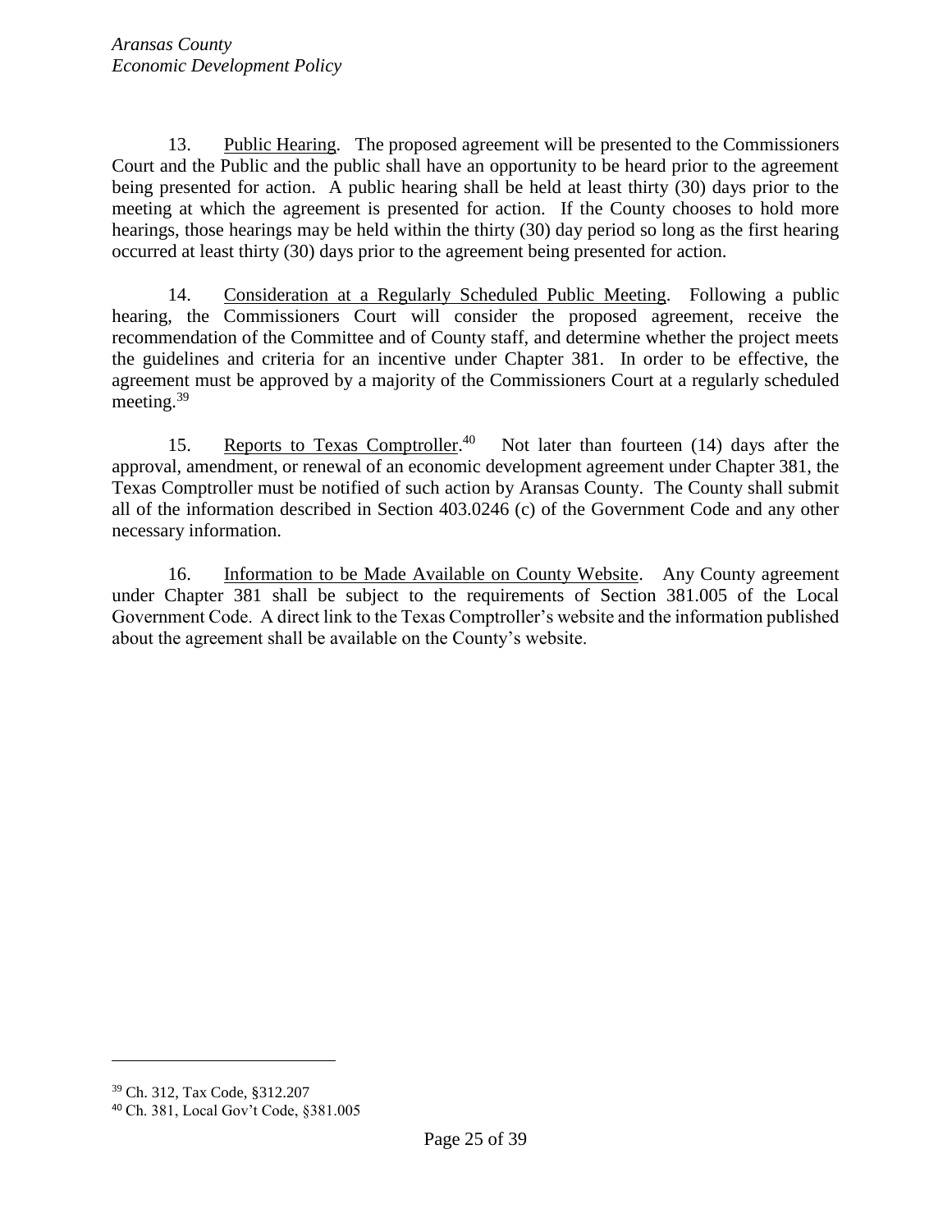13. Public Hearing. The proposed agreement will be presented to the Commissioners Court and the Public and the public shall have an opportunity to be heard prior to the agreement being presented for action. A public hearing shall be held at least thirty (30) days prior to the meeting at which the agreement is presented for action. If the County chooses to hold more hearings, those hearings may be held within the thirty (30) day period so long as the first hearing occurred at least thirty (30) days prior to the agreement being presented for action.

14. Consideration at a Regularly Scheduled Public Meeting. Following a public hearing, the Commissioners Court will consider the proposed agreement, receive the recommendation of the Committee and of County staff, and determine whether the project meets the guidelines and criteria for an incentive under Chapter 381. In order to be effective, the agreement must be approved by a majority of the Commissioners Court at a regularly scheduled meeting.[39]

15. Reports to Texas Comptroller.[40] Not later than fourteen (14) days after the approval, amendment, or renewal of an economic development agreement under Chapter 381, the Texas Comptroller must be notified of such action by Aransas County. The County shall submit all of the information described in Section 403.0246 (c) of the Government Code and any other necessary information.

16. Information to be Made Available on County Website. Any County agreement under Chapter 381 shall be subject to the requirements of Section 381.005 of the Local Government Code. A direct link to the Texas Comptroller's website and the information published about the agreement shall be available on the County's website.

---

[39] Ch. 312, Tax Code, §312.207

[40] Ch. 381, Local Gov't Code, §381.005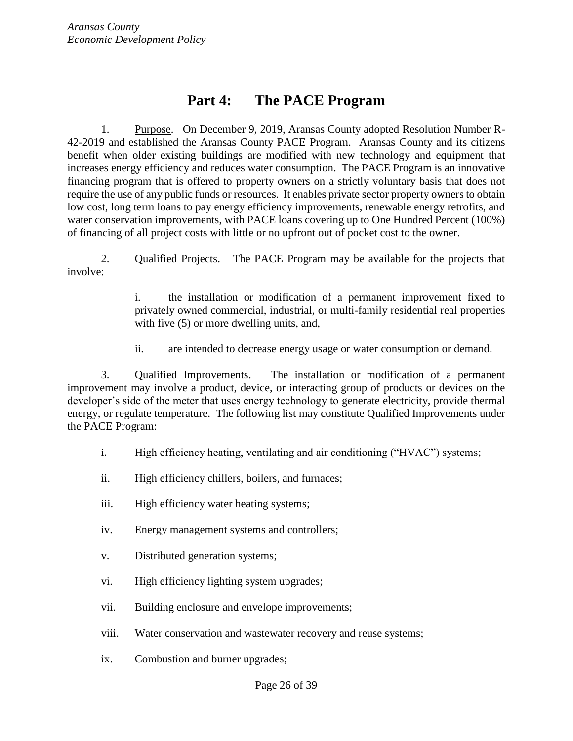# Part 4: The PACE Program

1. Purpose. On December 9, 2019, Aransas County adopted Resolution Number R-42-2019 and established the Aransas County PACE Program. Aransas County and its citizens benefit when older existing buildings are modified with new technology and equipment that increases energy efficiency and reduces water consumption. The PACE Program is an innovative financing program that is offered to property owners on a strictly voluntary basis that does not require the use of any public funds or resources. It enables private sector property owners to obtain low cost, long term loans to pay energy efficiency improvements, renewable energy retrofits, and water conservation improvements, with PACE loans covering up to One Hundred Percent (100%) of financing of all project costs with little or no upfront out of pocket cost to the owner.

2. Qualified Projects. The PACE Program may be available for the projects that involve:

   i. the installation or modification of a permanent improvement fixed to privately owned commercial, industrial, or multi-family residential real properties with five (5) or more dwelling units, and,

   ii. are intended to decrease energy usage or water consumption or demand.

3. Qualified Improvements. The installation or modification of a permanent improvement may involve a product, device, or interacting group of products or devices on the developer's side of the meter that uses energy technology to generate electricity, provide thermal energy, or regulate temperature. The following list may constitute Qualified Improvements under the PACE Program:

   i. High efficiency heating, ventilating and air conditioning ("HVAC") systems;

   ii. High efficiency chillers, boilers, and furnaces;

   iii. High efficiency water heating systems;

   iv. Energy management systems and controllers;

   v. Distributed generation systems;

   vi. High efficiency lighting system upgrades;

   vii. Building enclosure and envelope improvements;

   viii. Water conservation and wastewater recovery and reuse systems;

   ix. Combustion and burner upgrades;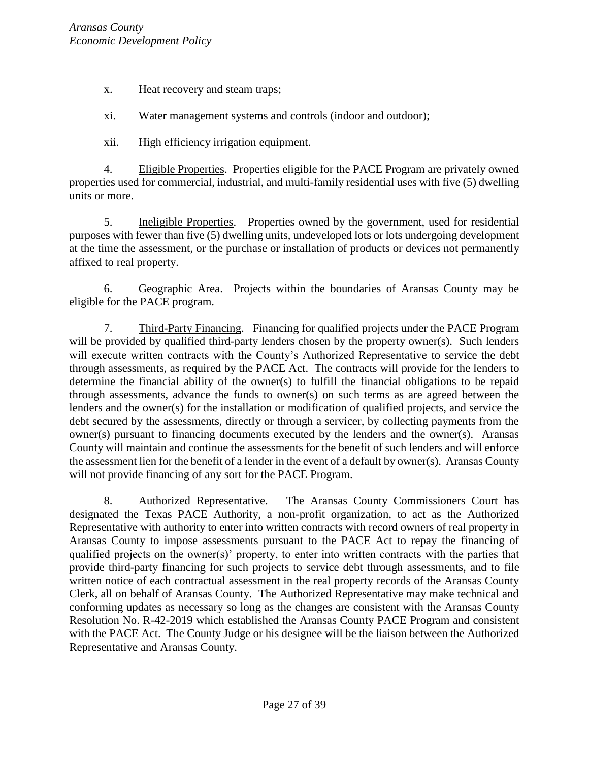x. Heat recovery and steam traps;

xi. Water management systems and controls (indoor and outdoor);

xii. High efficiency irrigation equipment.

4. Eligible Properties. Properties eligible for the PACE Program are privately owned properties used for commercial, industrial, and multi-family residential uses with five (5) dwelling units or more.

5. Ineligible Properties. Properties owned by the government, used for residential purposes with fewer than five (5) dwelling units, undeveloped lots or lots undergoing development at the time the assessment, or the purchase or installation of products or devices not permanently affixed to real property.

6. Geographic Area. Projects within the boundaries of Aransas County may be eligible for the PACE program.

7. Third-Party Financing. Financing for qualified projects under the PACE Program will be provided by qualified third-party lenders chosen by the property owner(s). Such lenders will execute written contracts with the County's Authorized Representative to service the debt through assessments, as required by the PACE Act. The contracts will provide for the lenders to determine the financial ability of the owner(s) to fulfill the financial obligations to be repaid through assessments, advance the funds to owner(s) on such terms as are agreed between the lenders and the owner(s) for the installation or modification of qualified projects, and service the debt secured by the assessments, directly or through a servicer, by collecting payments from the owner(s) pursuant to financing documents executed by the lenders and the owner(s). Aransas County will maintain and continue the assessments for the benefit of such lenders and will enforce the assessment lien for the benefit of a lender in the event of a default by owner(s). Aransas County will not provide financing of any sort for the PACE Program.

8. Authorized Representative. The Aransas County Commissioners Court has designated the Texas PACE Authority, a non-profit organization, to act as the Authorized Representative with authority to enter into written contracts with record owners of real property in Aransas County to impose assessments pursuant to the PACE Act to repay the financing of qualified projects on the owner(s)' property, to enter into written contracts with the parties that provide third-party financing for such projects to service debt through assessments, and to file written notice of each contractual assessment in the real property records of the Aransas County Clerk, all on behalf of Aransas County. The Authorized Representative may make technical and conforming updates as necessary so long as the changes are consistent with the Aransas County Resolution No. R-42-2019 which established the Aransas County PACE Program and consistent with the PACE Act. The County Judge or his designee will be the liaison between the Authorized Representative and Aransas County.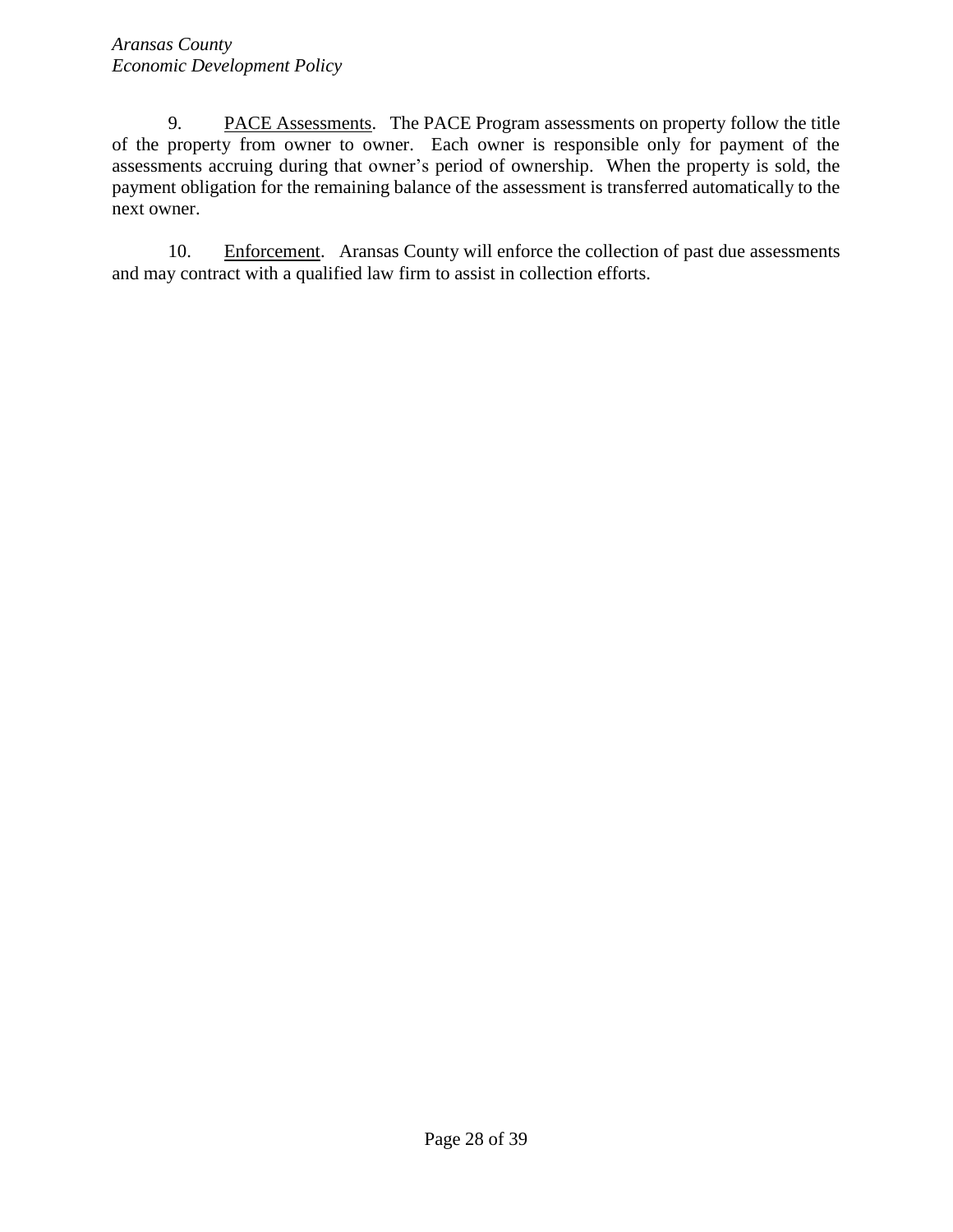9. PACE Assessments. The PACE Program assessments on property follow the title of the property from owner to owner. Each owner is responsible only for payment of the assessments accruing during that owner's period of ownership. When the property is sold, the payment obligation for the remaining balance of the assessment is transferred automatically to the next owner.

10. Enforcement. Aransas County will enforce the collection of past due assessments and may contract with a qualified law firm to assist in collection efforts.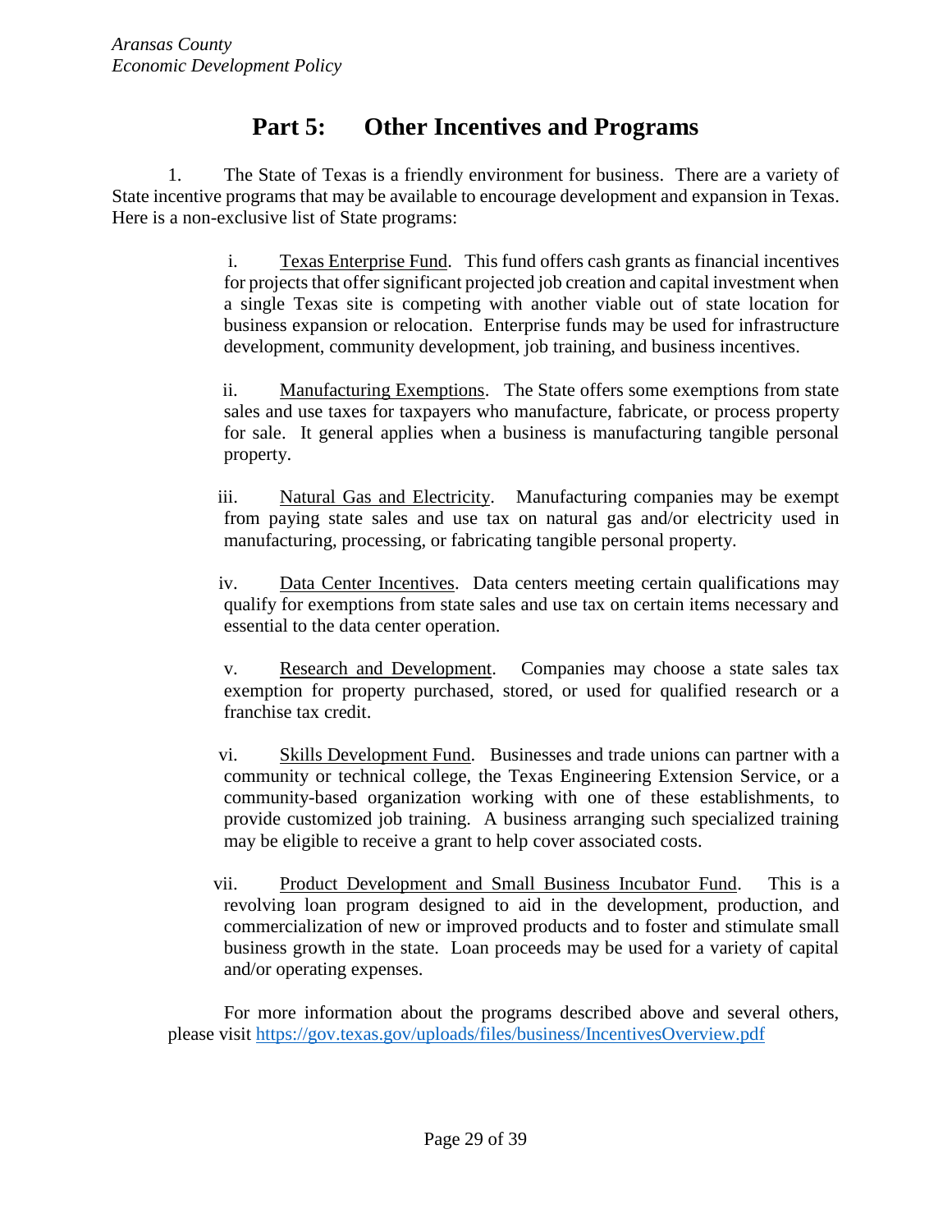# Part 5: Other Incentives and Programs

1. The State of Texas is a friendly environment for business. There are a variety of State incentive programs that may be available to encourage development and expansion in Texas. Here is a non-exclusive list of State programs:

   i. Texas Enterprise Fund. This fund offers cash grants as financial incentives for projects that offer significant projected job creation and capital investment when a single Texas site is competing with another viable out of state location for business expansion or relocation. Enterprise funds may be used for infrastructure development, community development, job training, and business incentives.

   ii. Manufacturing Exemptions. The State offers some exemptions from state sales and use taxes for taxpayers who manufacture, fabricate, or process property for sale. It general applies when a business is manufacturing tangible personal property.

   iii. Natural Gas and Electricity. Manufacturing companies may be exempt from paying state sales and use tax on natural gas and/or electricity used in manufacturing, processing, or fabricating tangible personal property.

   iv. Data Center Incentives. Data centers meeting certain qualifications may qualify for exemptions from state sales and use tax on certain items necessary and essential to the data center operation.

   v. Research and Development. Companies may choose a state sales tax exemption for property purchased, stored, or used for qualified research or a franchise tax credit.

   vi. Skills Development Fund. Businesses and trade unions can partner with a community or technical college, the Texas Engineering Extension Service, or a community-based organization working with one of these establishments, to provide customized job training. A business arranging such specialized training may be eligible to receive a grant to help cover associated costs.

   vii. Product Development and Small Business Incubator Fund. This is a revolving loan program designed to aid in the development, production, and commercialization of new or improved products and to foster and stimulate small business growth in the state. Loan proceeds may be used for a variety of capital and/or operating expenses.

   For more information about the programs described above and several others, please visit https://gov.texas.gov/uploads/files/business/IncentivesOverview.pdf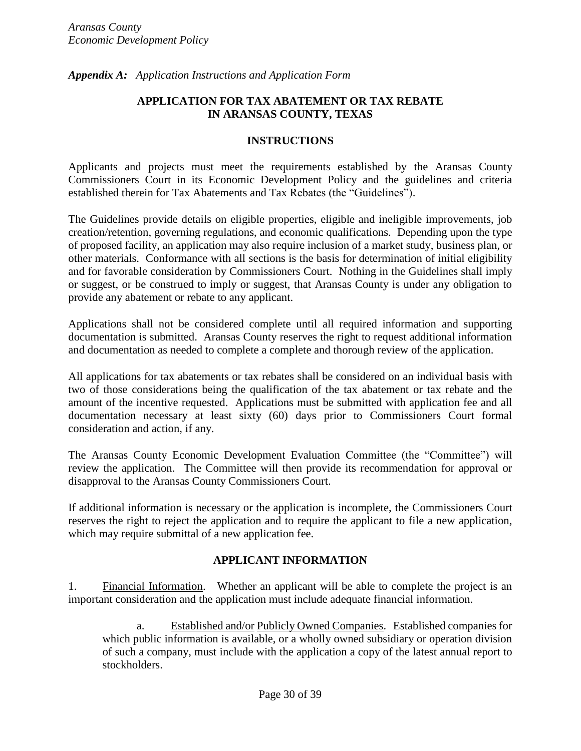*Appendix A: Application Instructions and Application Form*

## APPLICATION FOR TAX ABATEMENT OR TAX REBATE IN ARANSAS COUNTY, TEXAS

### INSTRUCTIONS

Applicants and projects must meet the requirements established by the Aransas County Commissioners Court in its Economic Development Policy and the guidelines and criteria established therein for Tax Abatements and Tax Rebates (the "Guidelines").

The Guidelines provide details on eligible properties, eligible and ineligible improvements, job creation/retention, governing regulations, and economic qualifications. Depending upon the type of proposed facility, an application may also require inclusion of a market study, business plan, or other materials. Conformance with all sections is the basis for determination of initial eligibility and for favorable consideration by Commissioners Court. Nothing in the Guidelines shall imply or suggest, or be construed to imply or suggest, that Aransas County is under any obligation to provide any abatement or rebate to any applicant.

Applications shall not be considered complete until all required information and supporting documentation is submitted. Aransas County reserves the right to request additional information and documentation as needed to complete a complete and thorough review of the application.

All applications for tax abatements or tax rebates shall be considered on an individual basis with two of those considerations being the qualification of the tax abatement or tax rebate and the amount of the incentive requested. Applications must be submitted with application fee and all documentation necessary at least sixty (60) days prior to Commissioners Court formal consideration and action, if any.

The Aransas County Economic Development Evaluation Committee (the "Committee") will review the application. The Committee will then provide its recommendation for approval or disapproval to the Aransas County Commissioners Court.

If additional information is necessary or the application is incomplete, the Commissioners Court reserves the right to reject the application and to require the applicant to file a new application, which may require submittal of a new application fee.

### APPLICANT INFORMATION

1. Financial Information. Whether an applicant will be able to complete the project is an important consideration and the application must include adequate financial information.

   a. Established and/or Publicly Owned Companies. Established companies for which public information is available, or a wholly owned subsidiary or operation division of such a company, must include with the application a copy of the latest annual report to stockholders.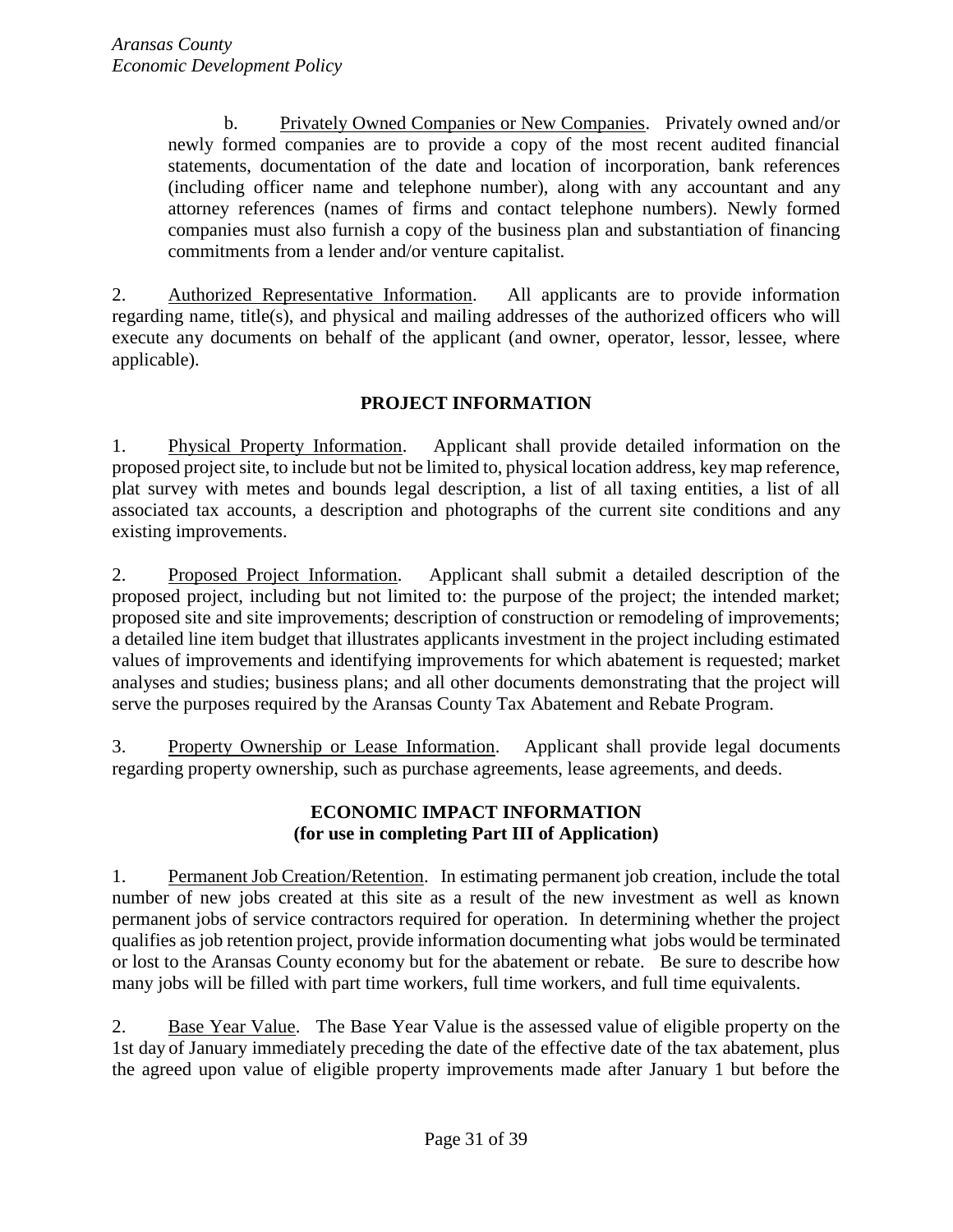b. <u>Privately Owned Companies or New Companies</u>. Privately owned and/or newly formed companies are to provide a copy of the most recent audited financial statements, documentation of the date and location of incorporation, bank references (including officer name and telephone number), along with any accountant and any attorney references (names of firms and contact telephone numbers). Newly formed companies must also furnish a copy of the business plan and substantiation of financing commitments from a lender and/or venture capitalist.

2. <u>Authorized Representative Information</u>. All applicants are to provide information regarding name, title(s), and physical and mailing addresses of the authorized officers who will execute any documents on behalf of the applicant (and owner, operator, lessor, lessee, where applicable).

## PROJECT INFORMATION

1. <u>Physical Property Information</u>. Applicant shall provide detailed information on the proposed project site, to include but not be limited to, physical location address, key map reference, plat survey with metes and bounds legal description, a list of all taxing entities, a list of all associated tax accounts, a description and photographs of the current site conditions and any existing improvements.

2. <u>Proposed Project Information</u>. Applicant shall submit a detailed description of the proposed project, including but not limited to: the purpose of the project; the intended market; proposed site and site improvements; description of construction or remodeling of improvements; a detailed line item budget that illustrates applicants investment in the project including estimated values of improvements and identifying improvements for which abatement is requested; market analyses and studies; business plans; and all other documents demonstrating that the project will serve the purposes required by the Aransas County Tax Abatement and Rebate Program.

3. <u>Property Ownership or Lease Information</u>. Applicant shall provide legal documents regarding property ownership, such as purchase agreements, lease agreements, and deeds.

## ECONOMIC IMPACT INFORMATION
### (for use in completing Part III of Application)

1. <u>Permanent Job Creation/Retention</u>. In estimating permanent job creation, include the total number of new jobs created at this site as a result of the new investment as well as known permanent jobs of service contractors required for operation. In determining whether the project qualifies as job retention project, provide information documenting what jobs would be terminated or lost to the Aransas County economy but for the abatement or rebate. Be sure to describe how many jobs will be filled with part time workers, full time workers, and full time equivalents.

2. <u>Base Year Value</u>. The Base Year Value is the assessed value of eligible property on the 1st day of January immediately preceding the date of the effective date of the tax abatement, plus the agreed upon value of eligible property improvements made after January 1 but before the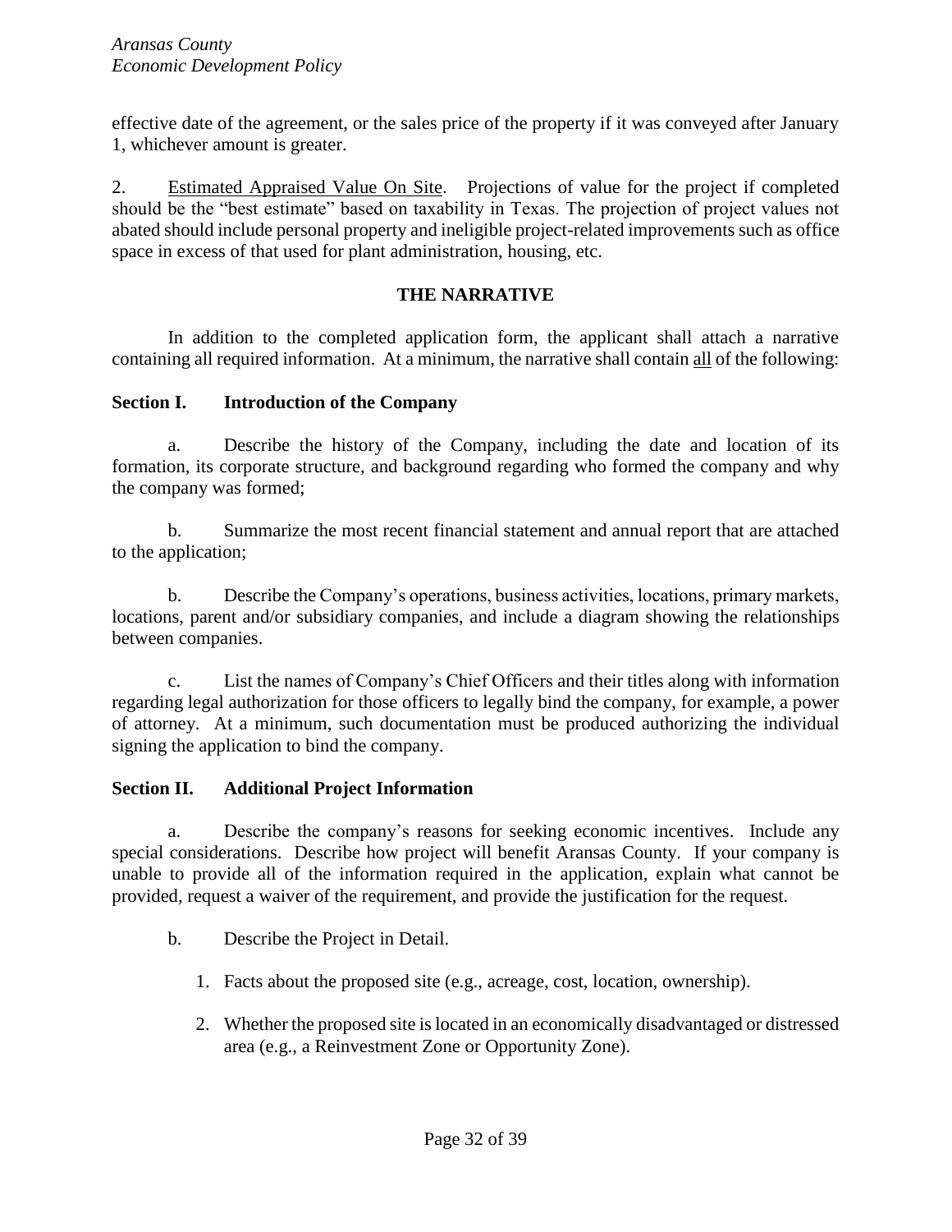effective date of the agreement, or the sales price of the property if it was conveyed after January 1, whichever amount is greater.

2. Estimated Appraised Value On Site. Projections of value for the project if completed should be the "best estimate" based on taxability in Texas. The projection of project values not abated should include personal property and ineligible project-related improvements such as office space in excess of that used for plant administration, housing, etc.

## THE NARRATIVE

In addition to the completed application form, the applicant shall attach a narrative containing all required information. At a minimum, the narrative shall contain all of the following:

### Section I. Introduction of the Company

a. Describe the history of the Company, including the date and location of its formation, its corporate structure, and background regarding who formed the company and why the company was formed;

b. Summarize the most recent financial statement and annual report that are attached to the application;

b. Describe the Company's operations, business activities, locations, primary markets, locations, parent and/or subsidiary companies, and include a diagram showing the relationships between companies.

c. List the names of Company's Chief Officers and their titles along with information regarding legal authorization for those officers to legally bind the company, for example, a power of attorney. At a minimum, such documentation must be produced authorizing the individual signing the application to bind the company.

### Section II. Additional Project Information

a. Describe the company's reasons for seeking economic incentives. Include any special considerations. Describe how project will benefit Aransas County. If your company is unable to provide all of the information required in the application, explain what cannot be provided, request a waiver of the requirement, and provide the justification for the request.

b. Describe the Project in Detail.

1. Facts about the proposed site (e.g., acreage, cost, location, ownership).
2. Whether the proposed site is located in an economically disadvantaged or distressed area (e.g., a Reinvestment Zone or Opportunity Zone).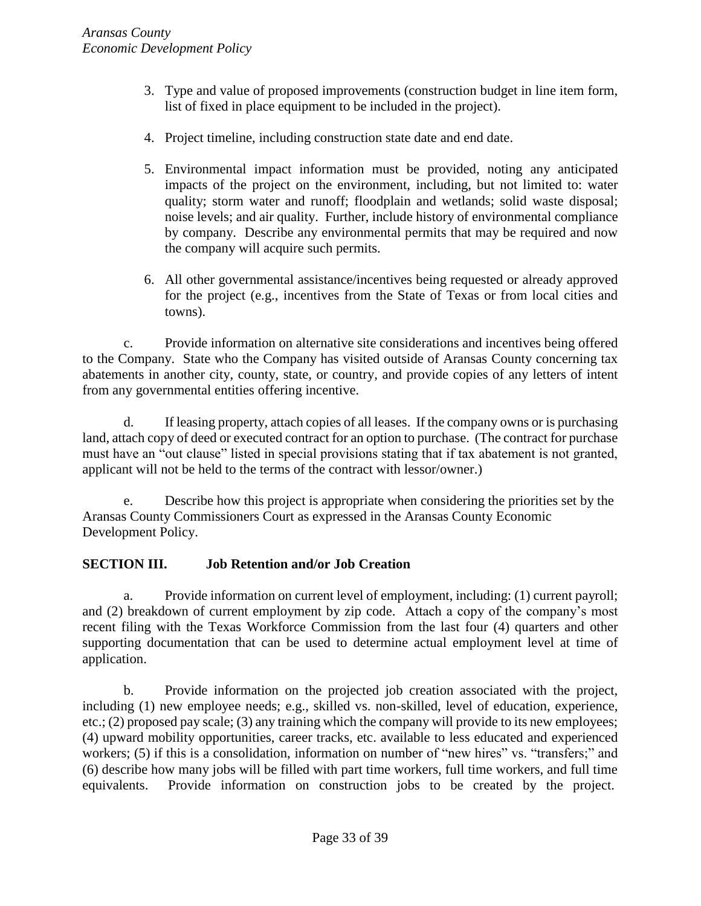3. Type and value of proposed improvements (construction budget in line item form, list of fixed in place equipment to be included in the project).

4. Project timeline, including construction state date and end date.

5. Environmental impact information must be provided, noting any anticipated impacts of the project on the environment, including, but not limited to: water quality; storm water and runoff; floodplain and wetlands; solid waste disposal; noise levels; and air quality. Further, include history of environmental compliance by company. Describe any environmental permits that may be required and now the company will acquire such permits.

6. All other governmental assistance/incentives being requested or already approved for the project (e.g., incentives from the State of Texas or from local cities and towns).

c. Provide information on alternative site considerations and incentives being offered to the Company. State who the Company has visited outside of Aransas County concerning tax abatements in another city, county, state, or country, and provide copies of any letters of intent from any governmental entities offering incentive.

d. If leasing property, attach copies of all leases. If the company owns or is purchasing land, attach copy of deed or executed contract for an option to purchase. (The contract for purchase must have an "out clause" listed in special provisions stating that if tax abatement is not granted, applicant will not be held to the terms of the contract with lessor/owner.)

e. Describe how this project is appropriate when considering the priorities set by the Aransas County Commissioners Court as expressed in the Aransas County Economic Development Policy.

## SECTION III. Job Retention and/or Job Creation

a. Provide information on current level of employment, including: (1) current payroll; and (2) breakdown of current employment by zip code. Attach a copy of the company's most recent filing with the Texas Workforce Commission from the last four (4) quarters and other supporting documentation that can be used to determine actual employment level at time of application.

b. Provide information on the projected job creation associated with the project, including (1) new employee needs; e.g., skilled vs. non-skilled, level of education, experience, etc.; (2) proposed pay scale; (3) any training which the company will provide to its new employees; (4) upward mobility opportunities, career tracks, etc. available to less educated and experienced workers; (5) if this is a consolidation, information on number of "new hires" vs. "transfers;" and (6) describe how many jobs will be filled with part time workers, full time workers, and full time equivalents. Provide information on construction jobs to be created by the project.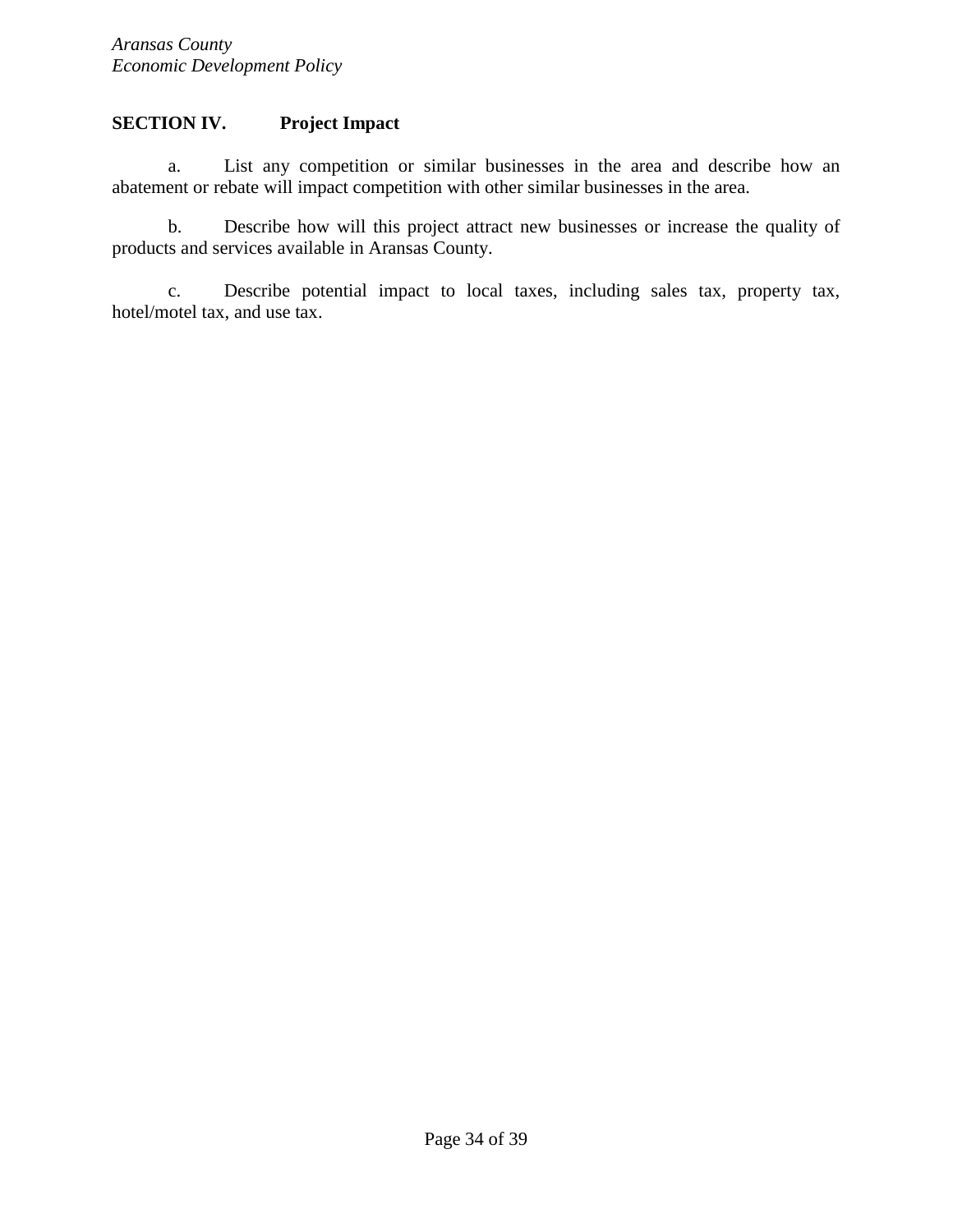**SECTION IV. Project Impact**

a. List any competition or similar businesses in the area and describe how an abatement or rebate will impact competition with other similar businesses in the area.

b. Describe how will this project attract new businesses or increase the quality of products and services available in Aransas County.

c. Describe potential impact to local taxes, including sales tax, property tax, hotel/motel tax, and use tax.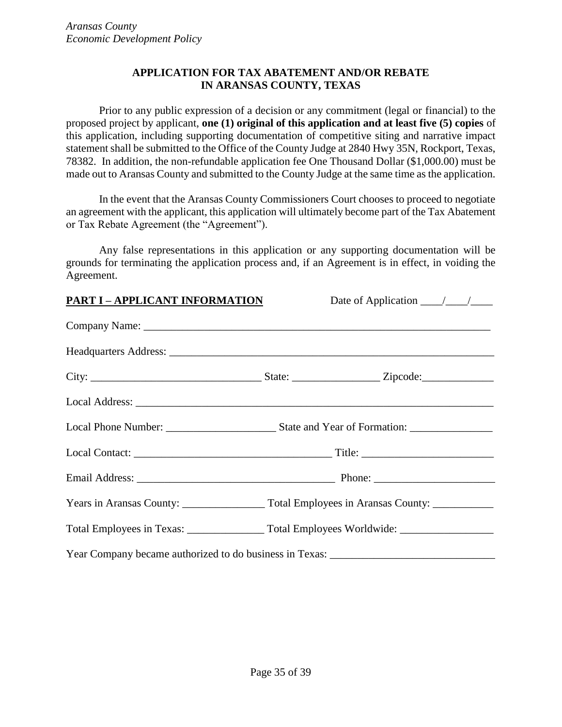*Aransas County*
*Economic Development Policy*

## APPLICATION FOR TAX ABATEMENT AND/OR REBATE IN ARANSAS COUNTY, TEXAS

Prior to any public expression of a decision or any commitment (legal or financial) to the proposed project by applicant, **one (1) original of this application and at least five (5) copies** of this application, including supporting documentation of competitive siting and narrative impact statement shall be submitted to the Office of the County Judge at 2840 Hwy 35N, Rockport, Texas, 78382. In addition, the non-refundable application fee One Thousand Dollar ($1,000.00) must be made out to Aransas County and submitted to the County Judge at the same time as the application.

In the event that the Aransas County Commissioners Court chooses to proceed to negotiate an agreement with the applicant, this application will ultimately become part of the Tax Abatement or Tax Rebate Agreement (the "Agreement").

Any false representations in this application or any supporting documentation will be grounds for terminating the application process and, if an Agreement is in effect, in voiding the Agreement.

**PART I – APPLICANT INFORMATION** Date of Application ____/____/____

Company Name: ______________________________________________________________

Headquarters Address: ________________________________________________________

City: ______________________________ State: ________________ Zipcode:_____________

Local Address: ______________________________________________________________

Local Phone Number: ____________________ State and Year of Formation: _______________

Local Contact: ____________________________________ Title: ________________________

Email Address: ____________________________________ Phone: _____________________

Years in Aransas County: _______________ Total Employees in Aransas County: ___________

Total Employees in Texas: ______________ Total Employees Worldwide: _________________

Year Company became authorized to do business in Texas: _____________________________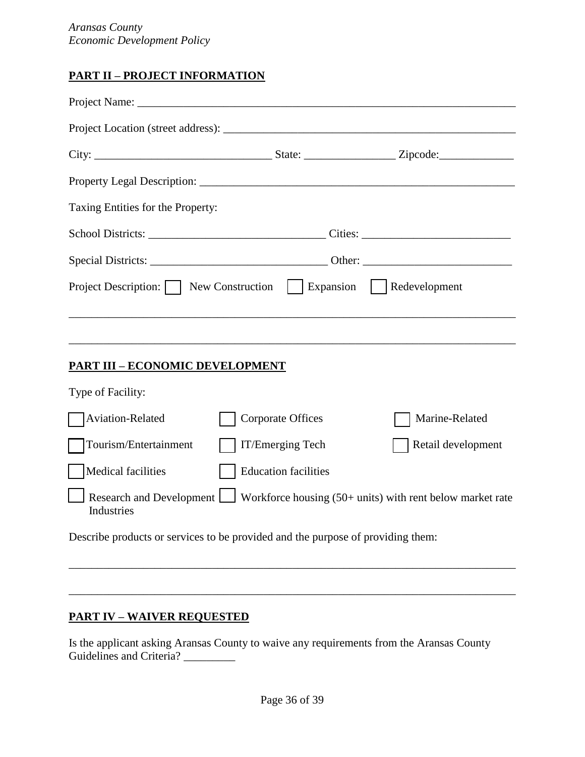## PART II – PROJECT INFORMATION

Project Name: ______________________________________________________________

Project Location (street address): ____________________________________________

City: ____________________________ State: _______________ Zipcode:_____________

Property Legal Description: _________________________________________________

Taxing Entities for the Property:

School Districts: _____________________________ Cities: _________________________

Special Districts: _____________________________ Other: _________________________

Project Description: ☐ New Construction ☐ Expansion ☐ Redevelopment

______________________________________________________________________________

______________________________________________________________________________

## PART III – ECONOMIC DEVELOPMENT

Type of Facility:

☐ Aviation-Related ☐ Corporate Offices ☐ Marine-Related

☐ Tourism/Entertainment ☐ IT/Emerging Tech ☐ Retail development

☐ Medical facilities ☐ Education facilities

☐ Research and Development Industries ☐ Workforce housing (50+ units) with rent below market rate

Describe products or services to be provided and the purpose of providing them:

______________________________________________________________________________

______________________________________________________________________________

## PART IV – WAIVER REQUESTED

Is the applicant asking Aransas County to waive any requirements from the Aransas County Guidelines and Criteria? _________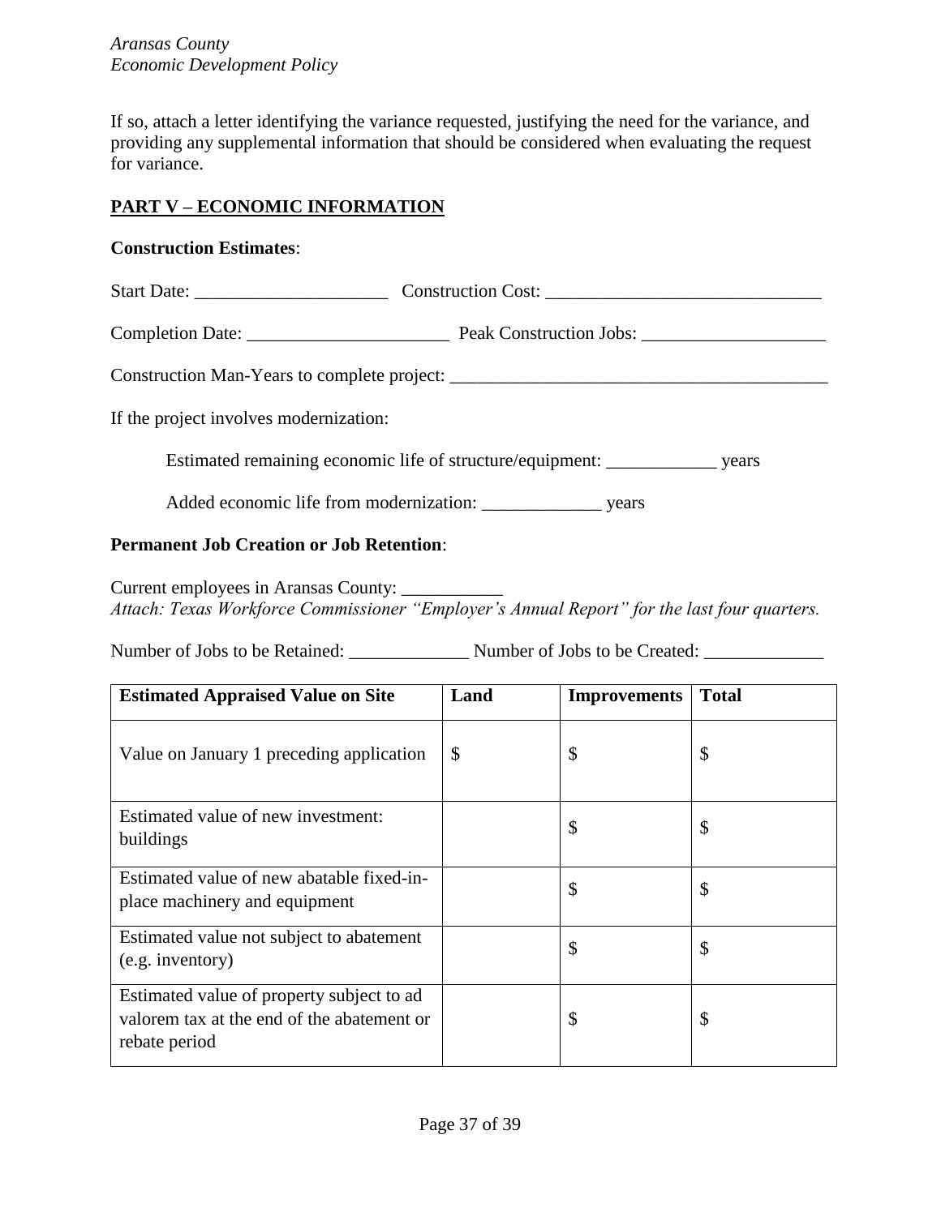If so, attach a letter identifying the variance requested, justifying the need for the variance, and providing any supplemental information that should be considered when evaluating the request for variance.

## PART V – ECONOMIC INFORMATION

**Construction Estimates**:

Start Date: _____________________ Construction Cost: ______________________________

Completion Date: ______________________ Peak Construction Jobs: ____________________

Construction Man-Years to complete project: __________________________________________

If the project involves modernization:

Estimated remaining economic life of structure/equipment: ____________ years

Added economic life from modernization: _____________ years

**Permanent Job Creation or Job Retention**:

Current employees in Aransas County: ___________
*Attach: Texas Workforce Commissioner "Employer's Annual Report" for the last four quarters.*

Number of Jobs to be Retained: _____________ Number of Jobs to be Created: _____________

| Estimated Appraised Value on Site | Land | Improvements | Total |
|---|---|---|---|
| Value on January 1 preceding application | $ | $ | $ |
| Estimated value of new investment: buildings | | $ | $ |
| Estimated value of new abatable fixed-in-place machinery and equipment | | $ | $ |
| Estimated value not subject to abatement (e.g. inventory) | | $ | $ |
| Estimated value of property subject to ad valorem tax at the end of the abatement or rebate period | | $ | $ |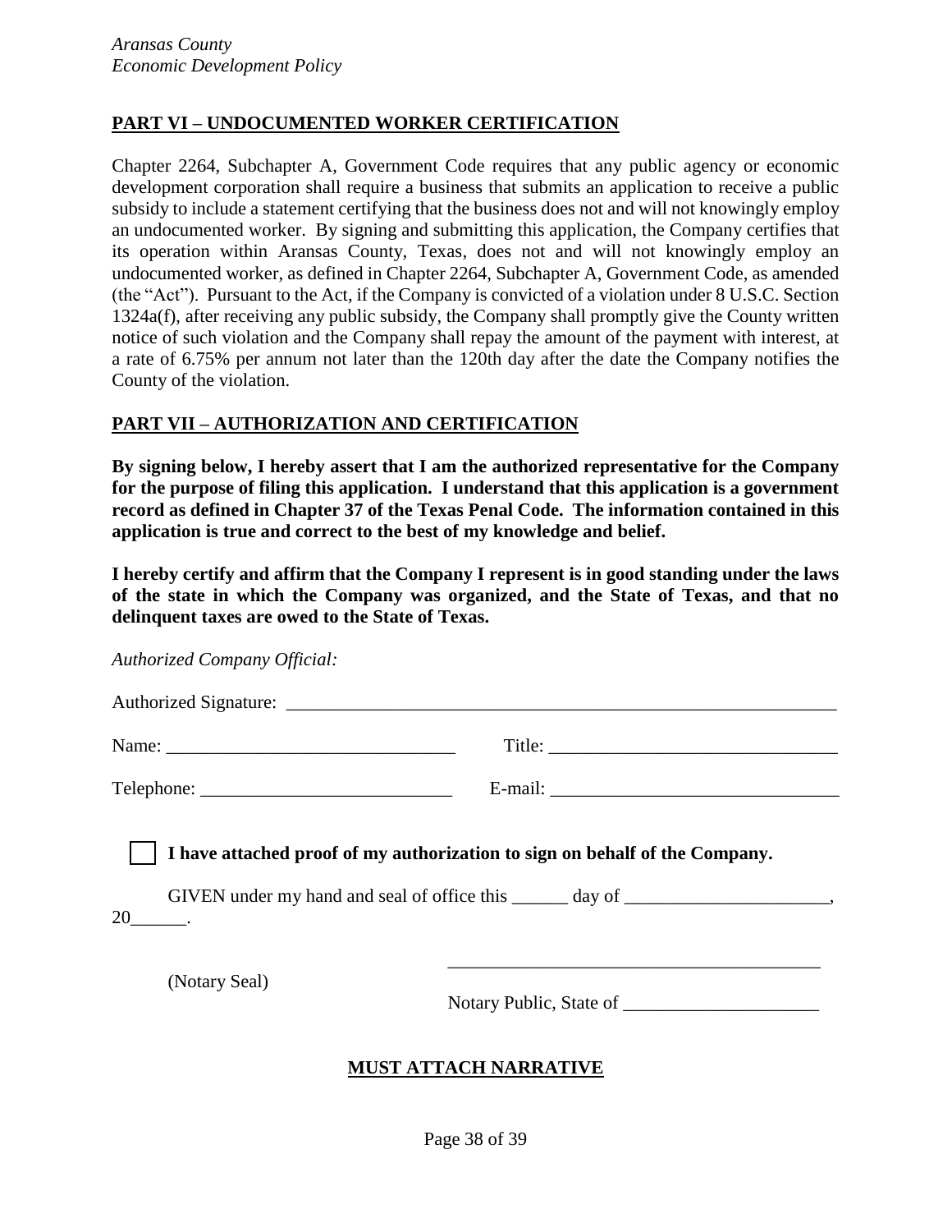## PART VI – UNDOCUMENTED WORKER CERTIFICATION

Chapter 2264, Subchapter A, Government Code requires that any public agency or economic development corporation shall require a business that submits an application to receive a public subsidy to include a statement certifying that the business does not and will not knowingly employ an undocumented worker. By signing and submitting this application, the Company certifies that its operation within Aransas County, Texas, does not and will not knowingly employ an undocumented worker, as defined in Chapter 2264, Subchapter A, Government Code, as amended (the "Act"). Pursuant to the Act, if the Company is convicted of a violation under 8 U.S.C. Section 1324a(f), after receiving any public subsidy, the Company shall promptly give the County written notice of such violation and the Company shall repay the amount of the payment with interest, at a rate of 6.75% per annum not later than the 120th day after the date the Company notifies the County of the violation.

## PART VII – AUTHORIZATION AND CERTIFICATION

**By signing below, I hereby assert that I am the authorized representative for the Company for the purpose of filing this application. I understand that this application is a government record as defined in Chapter 37 of the Texas Penal Code. The information contained in this application is true and correct to the best of my knowledge and belief.**

**I hereby certify and affirm that the Company I represent is in good standing under the laws of the state in which the Company was organized, and the State of Texas, and that no delinquent taxes are owed to the State of Texas.**

*Authorized Company Official:*

Authorized Signature: ______________________________________________________________

Name: ________________________________ Title: ________________________________

Telephone: ___________________________ E-mail: _______________________________

☐ **I have attached proof of my authorization to sign on behalf of the Company.**

GIVEN under my hand and seal of office this ______ day of ______________________, 20______.

(Notary Seal)

________________________________________

Notary Public, State of _____________________

**MUST ATTACH NARRATIVE**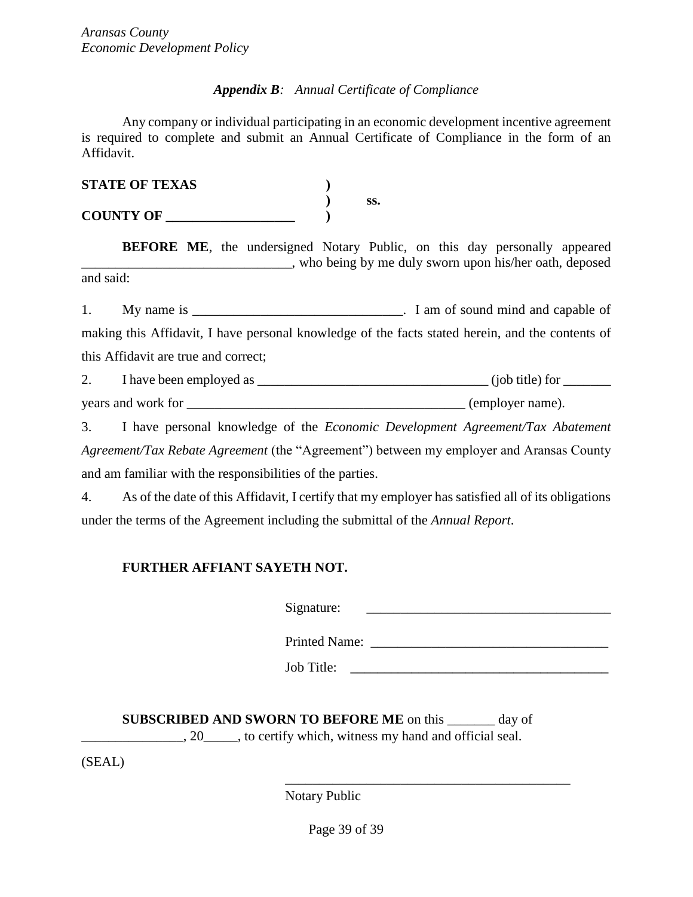***Appendix B**: Annual Certificate of Compliance*

Any company or individual participating in an economic development incentive agreement is required to complete and submit an Annual Certificate of Compliance in the form of an Affidavit.

**STATE OF TEXAS )**
**) ss.**
**COUNTY OF ___________________ )**

**BEFORE ME**, the undersigned Notary Public, on this day personally appeared ______________________________, who being by me duly sworn upon his/her oath, deposed and said:

1. My name is ______________________________. I am of sound mind and capable of making this Affidavit, I have personal knowledge of the facts stated herein, and the contents of this Affidavit are true and correct;

2. I have been employed as _________________________________ (job title) for _______ years and work for ________________________________________ (employer name).

3. I have personal knowledge of the *Economic Development Agreement/Tax Abatement Agreement/Tax Rebate Agreement* (the "Agreement") between my employer and Aransas County and am familiar with the responsibilities of the parties.

4. As of the date of this Affidavit, I certify that my employer has satisfied all of its obligations under the terms of the Agreement including the submittal of the *Annual Report*.

**FURTHER AFFIANT SAYETH NOT.**

Signature: ____________________________________

Printed Name: __________________________________

Job Title: ______________________________________

**SUBSCRIBED AND SWORN TO BEFORE ME** on this _______ day of _______________, 20_____, to certify which, witness my hand and official seal.

(SEAL)

__________________________________________
Notary Public